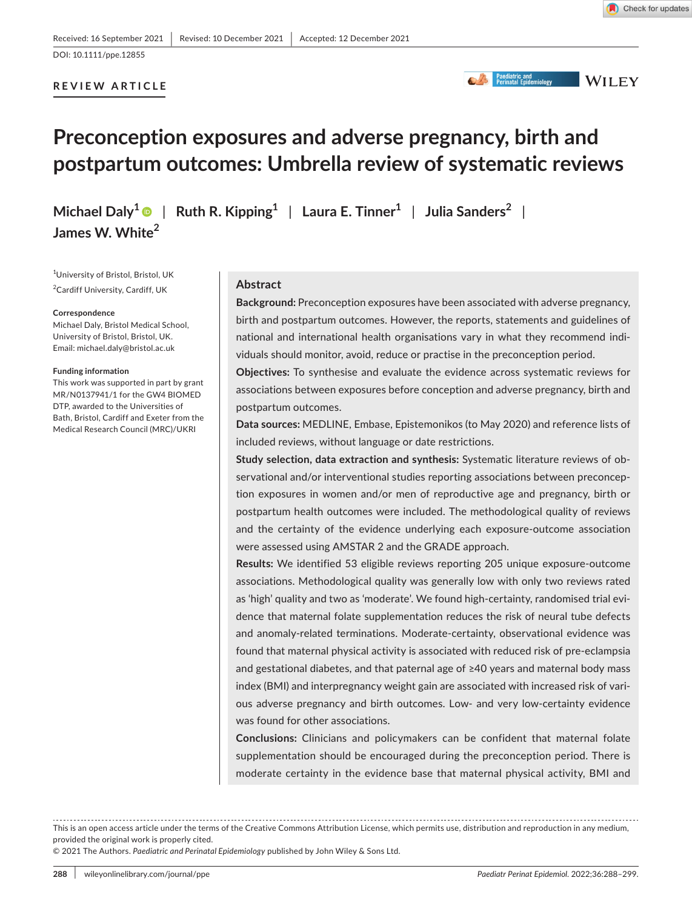Received: 16 September 2021 | Revised: 10 December 2021 | Accepted: 12 December 2021

DOI: 10.1111/ppe.12855

REVIEW ARTICLE

# Preconception exposures and adverse pregnancy, birth and postpartum outcomes: Umbrella review of systematic reviews

Michael Daly[1] | Ruth R. Kipping[1] | Laura E. Tinner[1] | Julia Sanders[2] | James W. White[2]

[1]University of Bristol, Bristol, UK

[2]Cardiff University, Cardiff, UK

**Correspondence**
Michael Daly, Bristol Medical School, University of Bristol, Bristol, UK.
Email: michael.daly@bristol.ac.uk

**Funding information**
This work was supported in part by grant MR/N0137941/1 for the GW4 BIOMED DTP, awarded to the Universities of Bath, Bristol, Cardiff and Exeter from the Medical Research Council (MRC)/UKRI

## Abstract

**Background:** Preconception exposures have been associated with adverse pregnancy, birth and postpartum outcomes. However, the reports, statements and guidelines of national and international health organisations vary in what they recommend individuals should monitor, avoid, reduce or practise in the preconception period.

**Objectives:** To synthesise and evaluate the evidence across systematic reviews for associations between exposures before conception and adverse pregnancy, birth and postpartum outcomes.

**Data sources:** MEDLINE, Embase, Epistemonikos (to May 2020) and reference lists of included reviews, without language or date restrictions.

**Study selection, data extraction and synthesis:** Systematic literature reviews of observational and/or interventional studies reporting associations between preconception exposures in women and/or men of reproductive age and pregnancy, birth or postpartum health outcomes were included. The methodological quality of reviews and the certainty of the evidence underlying each exposure-outcome association were assessed using AMSTAR 2 and the GRADE approach.

**Results:** We identified 53 eligible reviews reporting 205 unique exposure-outcome associations. Methodological quality was generally low with only two reviews rated as 'high' quality and two as 'moderate'. We found high-certainty, randomised trial evidence that maternal folate supplementation reduces the risk of neural tube defects and anomaly-related terminations. Moderate-certainty, observational evidence was found that maternal physical activity is associated with reduced risk of pre-eclampsia and gestational diabetes, and that paternal age of ≥40 years and maternal body mass index (BMI) and interpregnancy weight gain are associated with increased risk of various adverse pregnancy and birth outcomes. Low- and very low-certainty evidence was found for other associations.

**Conclusions:** Clinicians and policymakers can be confident that maternal folate supplementation should be encouraged during the preconception period. There is moderate certainty in the evidence base that maternal physical activity, BMI and

This is an open access article under the terms of the Creative Commons Attribution License, which permits use, distribution and reproduction in any medium, provided the original work is properly cited.
© 2021 The Authors. *Paediatric and Perinatal Epidemiology* published by John Wiley & Sons Ltd.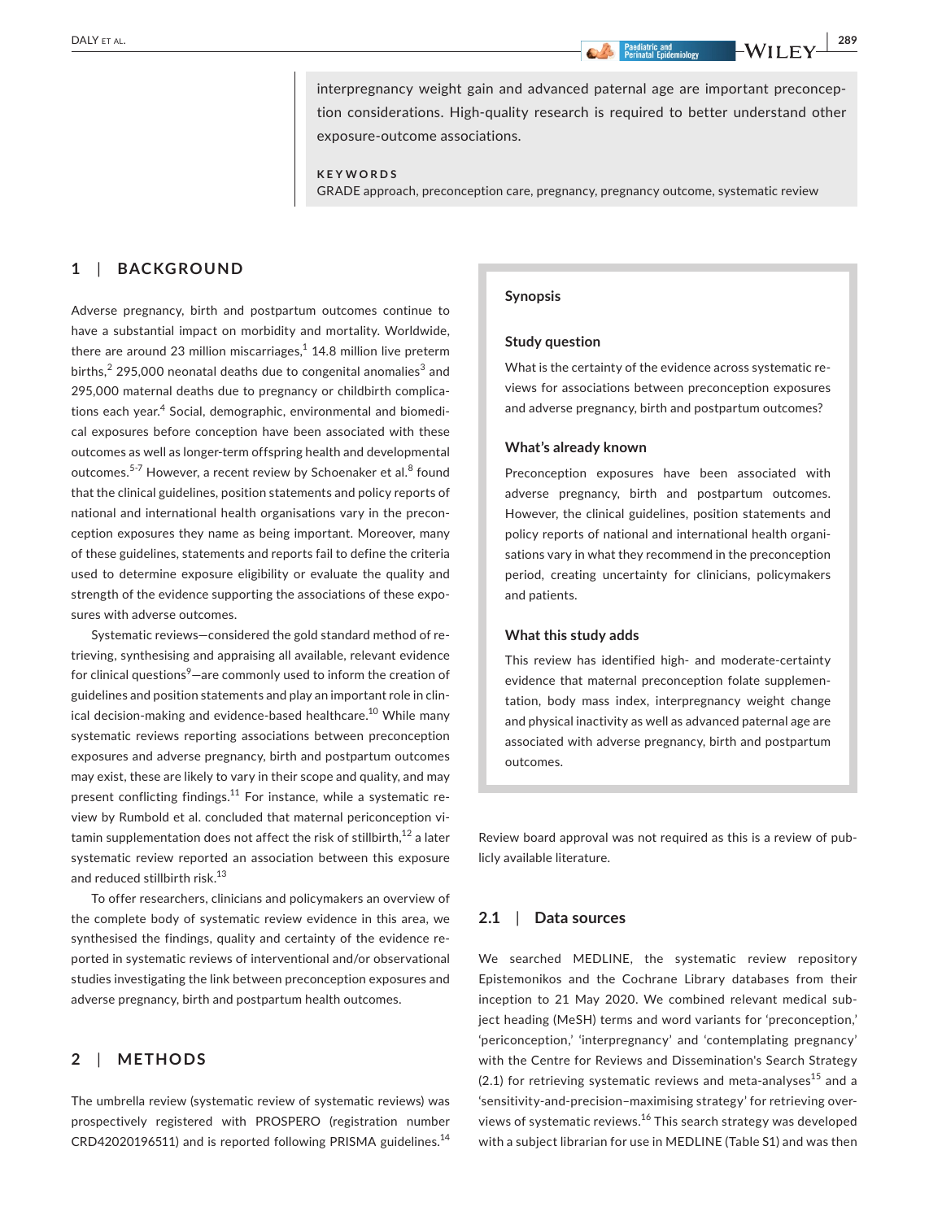interpregnancy weight gain and advanced paternal age are important preconception considerations. High-quality research is required to better understand other exposure-outcome associations.

**KEYWORDS**

GRADE approach, preconception care, pregnancy, pregnancy outcome, systematic review

## 1 | BACKGROUND

Adverse pregnancy, birth and postpartum outcomes continue to have a substantial impact on morbidity and mortality. Worldwide, there are around 23 million miscarriages,[1] 14.8 million live preterm births,[2] 295,000 neonatal deaths due to congenital anomalies[3] and 295,000 maternal deaths due to pregnancy or childbirth complications each year.[4] Social, demographic, environmental and biomedical exposures before conception have been associated with these outcomes as well as longer-term offspring health and developmental outcomes.[5-7] However, a recent review by Schoenaker et al.[8] found that the clinical guidelines, position statements and policy reports of national and international health organisations vary in the preconception exposures they name as being important. Moreover, many of these guidelines, statements and reports fail to define the criteria used to determine exposure eligibility or evaluate the quality and strength of the evidence supporting the associations of these exposures with adverse outcomes.

Systematic reviews—considered the gold standard method of retrieving, synthesising and appraising all available, relevant evidence for clinical questions[9]—are commonly used to inform the creation of guidelines and position statements and play an important role in clinical decision-making and evidence-based healthcare.[10] While many systematic reviews reporting associations between preconception exposures and adverse pregnancy, birth and postpartum outcomes may exist, these are likely to vary in their scope and quality, and may present conflicting findings.[11] For instance, while a systematic review by Rumbold et al. concluded that maternal periconception vitamin supplementation does not affect the risk of stillbirth,[12] a later systematic review reported an association between this exposure and reduced stillbirth risk.[13]

To offer researchers, clinicians and policymakers an overview of the complete body of systematic review evidence in this area, we synthesised the findings, quality and certainty of the evidence reported in systematic reviews of interventional and/or observational studies investigating the link between preconception exposures and adverse pregnancy, birth and postpartum health outcomes.

**Synopsis**

**Study question**

What is the certainty of the evidence across systematic reviews for associations between preconception exposures and adverse pregnancy, birth and postpartum outcomes?

**What's already known**

Preconception exposures have been associated with adverse pregnancy, birth and postpartum outcomes. However, the clinical guidelines, position statements and policy reports of national and international health organisations vary in what they recommend in the preconception period, creating uncertainty for clinicians, policymakers and patients.

**What this study adds**

This review has identified high- and moderate-certainty evidence that maternal preconception folate supplementation, body mass index, interpregnancy weight change and physical inactivity as well as advanced paternal age are associated with adverse pregnancy, birth and postpartum outcomes.

## 2 | METHODS

The umbrella review (systematic review of systematic reviews) was prospectively registered with PROSPERO (registration number CRD42020196511) and is reported following PRISMA guidelines.[14] Review board approval was not required as this is a review of publicly available literature.

### 2.1 | Data sources

We searched MEDLINE, the systematic review repository Epistemonikos and the Cochrane Library databases from their inception to 21 May 2020. We combined relevant medical subject heading (MeSH) terms and word variants for 'preconception,' 'periconception,' 'interpregnancy' and 'contemplating pregnancy' with the Centre for Reviews and Dissemination's Search Strategy (2.1) for retrieving systematic reviews and meta-analyses[15] and a 'sensitivity-and-precision–maximising strategy' for retrieving overviews of systematic reviews.[16] This search strategy was developed with a subject librarian for use in MEDLINE (Table S1) and was then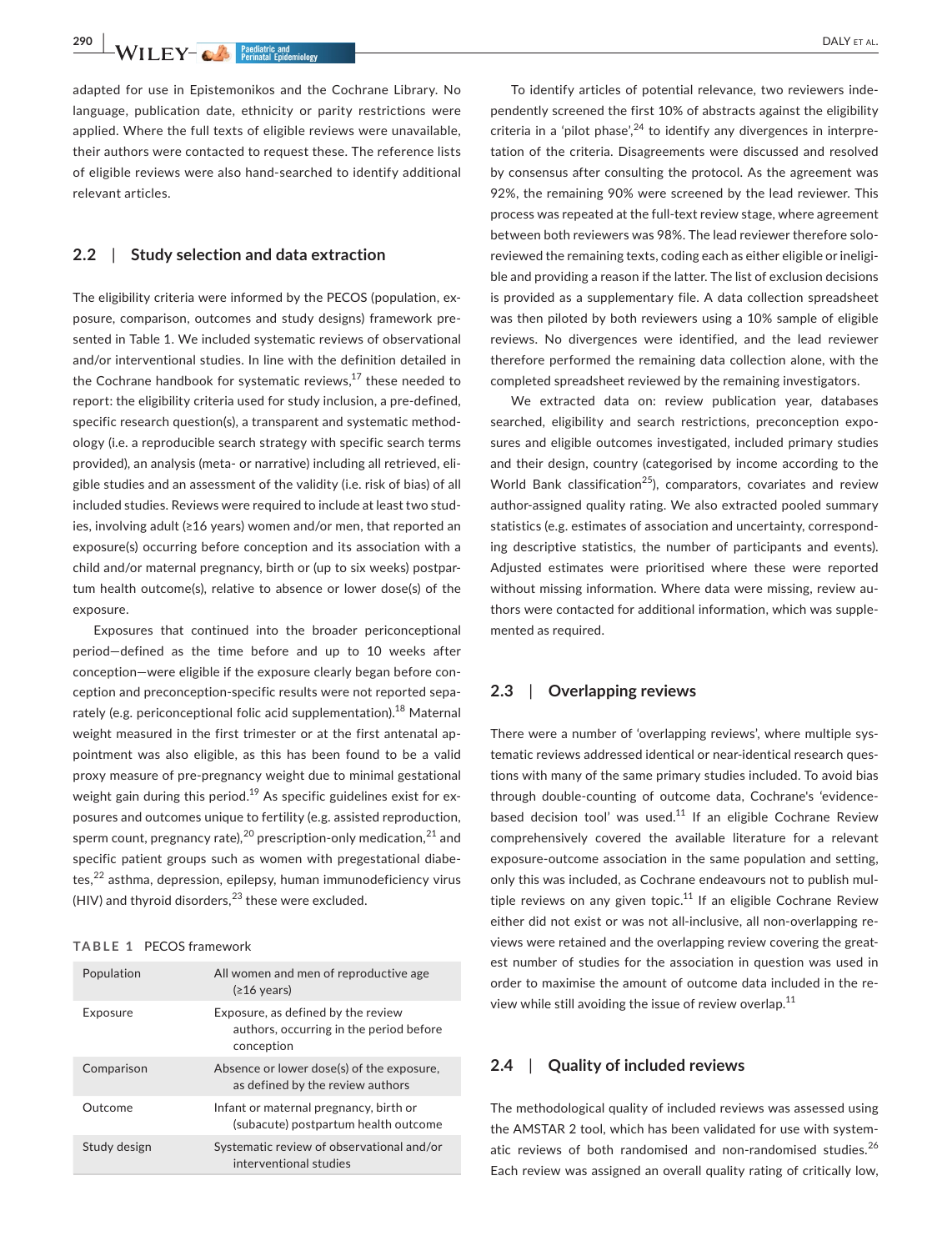adapted for use in Epistemonikos and the Cochrane Library. No language, publication date, ethnicity or parity restrictions were applied. Where the full texts of eligible reviews were unavailable, their authors were contacted to request these. The reference lists of eligible reviews were also hand-searched to identify additional relevant articles.

### 2.2 | Study selection and data extraction

The eligibility criteria were informed by the PECOS (population, exposure, comparison, outcomes and study designs) framework presented in Table 1. We included systematic reviews of observational and/or interventional studies. In line with the definition detailed in the Cochrane handbook for systematic reviews,[17] these needed to report: the eligibility criteria used for study inclusion, a pre-defined, specific research question(s), a transparent and systematic methodology (i.e. a reproducible search strategy with specific search terms provided), an analysis (meta- or narrative) including all retrieved, eligible studies and an assessment of the validity (i.e. risk of bias) of all included studies. Reviews were required to include at least two studies, involving adult (≥16 years) women and/or men, that reported an exposure(s) occurring before conception and its association with a child and/or maternal pregnancy, birth or (up to six weeks) postpartum health outcome(s), relative to absence or lower dose(s) of the exposure.

Exposures that continued into the broader periconceptional period—defined as the time before and up to 10 weeks after conception—were eligible if the exposure clearly began before conception and preconception-specific results were not reported separately (e.g. periconceptional folic acid supplementation).[18] Maternal weight measured in the first trimester or at the first antenatal appointment was also eligible, as this has been found to be a valid proxy measure of pre-pregnancy weight due to minimal gestational weight gain during this period.[19] As specific guidelines exist for exposures and outcomes unique to fertility (e.g. assisted reproduction, sperm count, pregnancy rate),[20] prescription-only medication,[21] and specific patient groups such as women with pregestational diabetes,[22] asthma, depression, epilepsy, human immunodeficiency virus (HIV) and thyroid disorders,[23] these were excluded.

**TABLE 1** PECOS framework

| | |
|---|---|
| Population | All women and men of reproductive age (≥16 years) |
| Exposure | Exposure, as defined by the review authors, occurring in the period before conception |
| Comparison | Absence or lower dose(s) of the exposure, as defined by the review authors |
| Outcome | Infant or maternal pregnancy, birth or (subacute) postpartum health outcome |
| Study design | Systematic review of observational and/or interventional studies |

To identify articles of potential relevance, two reviewers independently screened the first 10% of abstracts against the eligibility criteria in a 'pilot phase',[24] to identify any divergences in interpretation of the criteria. Disagreements were discussed and resolved by consensus after consulting the protocol. As the agreement was 92%, the remaining 90% were screened by the lead reviewer. This process was repeated at the full-text review stage, where agreement between both reviewers was 98%. The lead reviewer therefore solo-reviewed the remaining texts, coding each as either eligible or ineligible and providing a reason if the latter. The list of exclusion decisions is provided as a supplementary file. A data collection spreadsheet was then piloted by both reviewers using a 10% sample of eligible reviews. No divergences were identified, and the lead reviewer therefore performed the remaining data collection alone, with the completed spreadsheet reviewed by the remaining investigators.

We extracted data on: review publication year, databases searched, eligibility and search restrictions, preconception exposures and eligible outcomes investigated, included primary studies and their design, country (categorised by income according to the World Bank classification[25]), comparators, covariates and review author-assigned quality rating. We also extracted pooled summary statistics (e.g. estimates of association and uncertainty, corresponding descriptive statistics, the number of participants and events). Adjusted estimates were prioritised where these were reported without missing information. Where data were missing, review authors were contacted for additional information, which was supplemented as required.

### 2.3 | Overlapping reviews

There were a number of 'overlapping reviews', where multiple systematic reviews addressed identical or near-identical research questions with many of the same primary studies included. To avoid bias through double-counting of outcome data, Cochrane's 'evidence-based decision tool' was used.[11] If an eligible Cochrane Review comprehensively covered the available literature for a relevant exposure-outcome association in the same population and setting, only this was included, as Cochrane endeavours not to publish multiple reviews on any given topic.[11] If an eligible Cochrane Review either did not exist or was not all-inclusive, all non-overlapping reviews were retained and the overlapping review covering the greatest number of studies for the association in question was used in order to maximise the amount of outcome data included in the review while still avoiding the issue of review overlap.[11]

### 2.4 | Quality of included reviews

The methodological quality of included reviews was assessed using the AMSTAR 2 tool, which has been validated for use with systematic reviews of both randomised and non-randomised studies.[26] Each review was assigned an overall quality rating of critically low,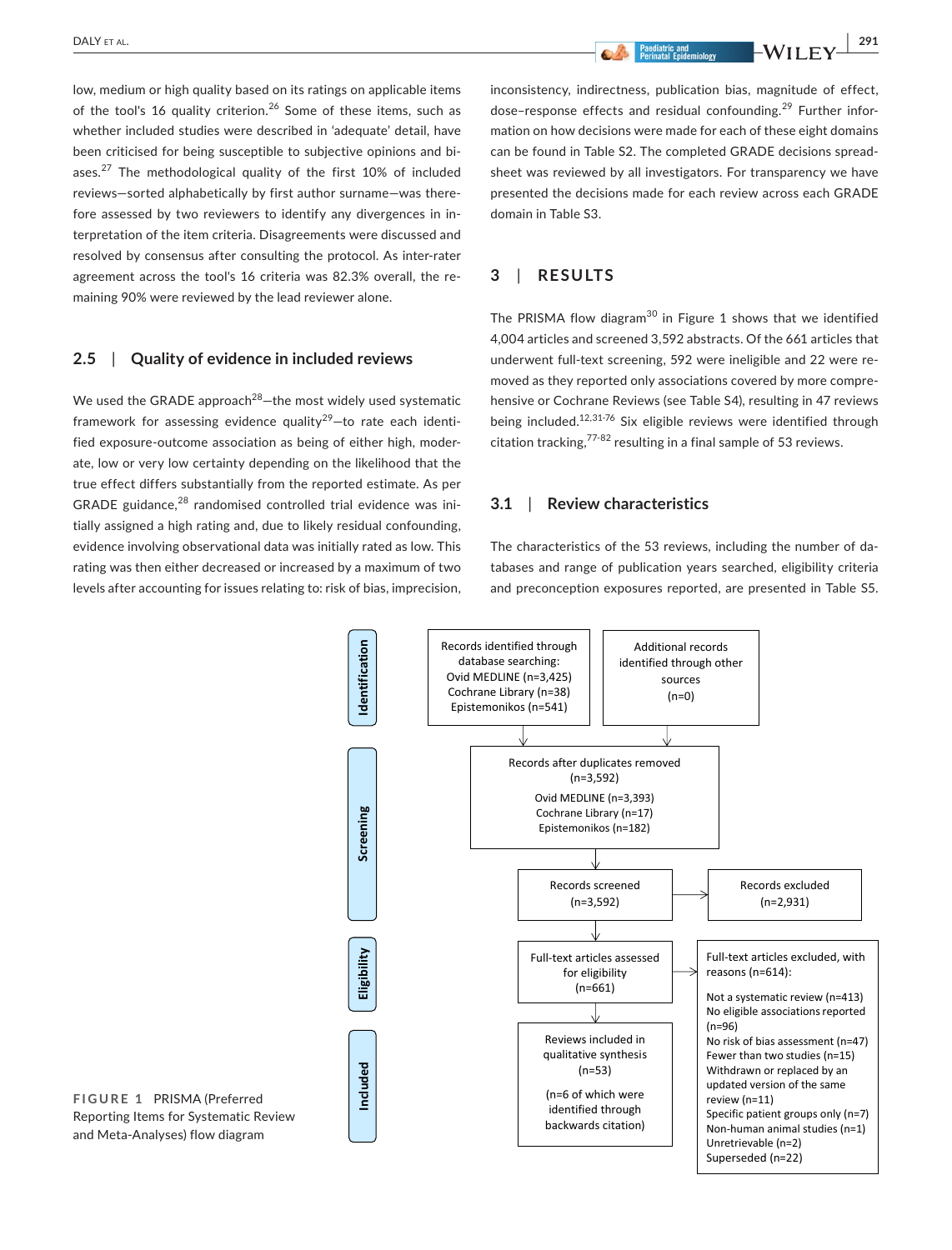low, medium or high quality based on its ratings on applicable items of the tool's 16 quality criterion.[26] Some of these items, such as whether included studies were described in 'adequate' detail, have been criticised for being susceptible to subjective opinions and biases.[27] The methodological quality of the first 10% of included reviews—sorted alphabetically by first author surname—was therefore assessed by two reviewers to identify any divergences in interpretation of the item criteria. Disagreements were discussed and resolved by consensus after consulting the protocol. As inter-rater agreement across the tool's 16 criteria was 82.3% overall, the remaining 90% were reviewed by the lead reviewer alone.

### 2.5 | Quality of evidence in included reviews

We used the GRADE approach[28]—the most widely used systematic framework for assessing evidence quality[29]—to rate each identified exposure-outcome association as being of either high, moderate, low or very low certainty depending on the likelihood that the true effect differs substantially from the reported estimate. As per GRADE guidance,[28] randomised controlled trial evidence was initially assigned a high rating and, due to likely residual confounding, evidence involving observational data was initially rated as low. This rating was then either decreased or increased by a maximum of two levels after accounting for issues relating to: risk of bias, imprecision, inconsistency, indirectness, publication bias, magnitude of effect, dose–response effects and residual confounding.[29] Further information on how decisions were made for each of these eight domains can be found in Table S2. The completed GRADE decisions spreadsheet was reviewed by all investigators. For transparency we have presented the decisions made for each review across each GRADE domain in Table S3.

## 3 | RESULTS

The PRISMA flow diagram[30] in Figure 1 shows that we identified 4,004 articles and screened 3,592 abstracts. Of the 661 articles that underwent full-text screening, 592 were ineligible and 22 were removed as they reported only associations covered by more comprehensive or Cochrane Reviews (see Table S4), resulting in 47 reviews being included.[12,31-76] Six eligible reviews were identified through citation tracking,[77-82] resulting in a final sample of 53 reviews.

### 3.1 | Review characteristics

The characteristics of the 53 reviews, including the number of databases and range of publication years searched, eligibility criteria and preconception exposures reported, are presented in Table S5.

**Identification**

- Records identified through database searching: Ovid MEDLINE (n=3,425), Cochrane Library (n=38), Epistemonikos (n=541)
- Additional records identified through other sources (n=0)

**Screening**

- Records after duplicates removed (n=3,592): Ovid MEDLINE (n=3,393), Cochrane Library (n=17), Epistemonikos (n=182)
- Records screened (n=3,592) → Records excluded (n=2,931)

**Eligibility**

- Full-text articles assessed for eligibility (n=661) → Full-text articles excluded, with reasons (n=614):
  - Not a systematic review (n=413)
  - No eligible associations reported (n=96)
  - No risk of bias assessment (n=47)
  - Fewer than two studies (n=15)
  - Withdrawn or replaced by an updated version of the same review (n=11)
  - Specific patient groups only (n=7)
  - Non-human animal studies (n=1)
  - Unretrievable (n=2)
  - Superseded (n=22)

**Included**

- Reviews included in qualitative synthesis (n=53) (n=6 of which were identified through backwards citation)

FIGURE 1 PRISMA (Preferred Reporting Items for Systematic Review and Meta-Analyses) flow diagram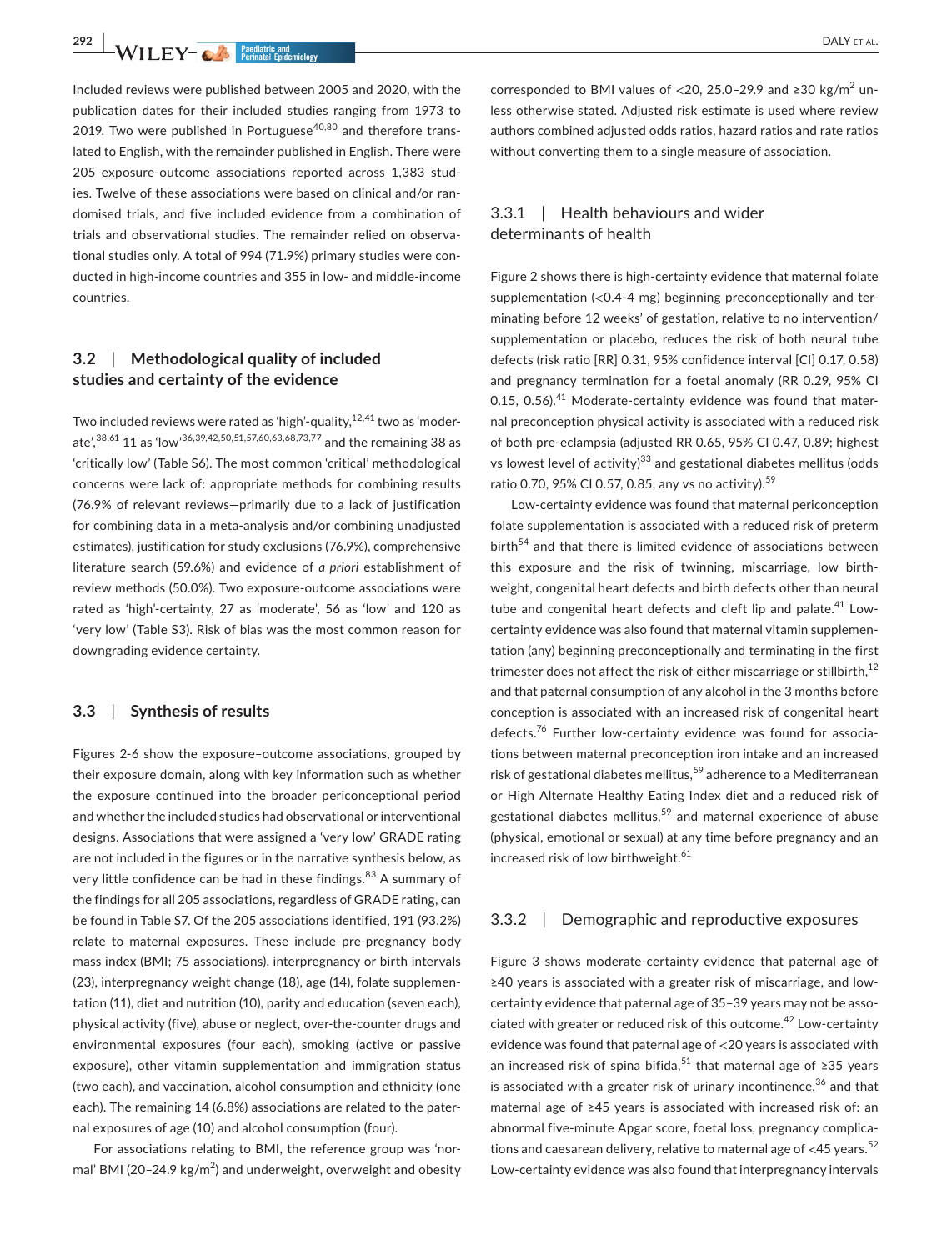Included reviews were published between 2005 and 2020, with the publication dates for their included studies ranging from 1973 to 2019. Two were published in Portuguese[40,80] and therefore translated to English, with the remainder published in English. There were 205 exposure-outcome associations reported across 1,383 studies. Twelve of these associations were based on clinical and/or randomised trials, and five included evidence from a combination of trials and observational studies. The remainder relied on observational studies only. A total of 994 (71.9%) primary studies were conducted in high-income countries and 355 in low- and middle-income countries.

## 3.2 | Methodological quality of included studies and certainty of the evidence

Two included reviews were rated as 'high'-quality,[12,41] two as 'moderate',[38,61] 11 as 'low'[36,39,42,50,51,57,60,63,68,73,77] and the remaining 38 as 'critically low' (Table S6). The most common 'critical' methodological concerns were lack of: appropriate methods for combining results (76.9% of relevant reviews—primarily due to a lack of justification for combining data in a meta-analysis and/or combining unadjusted estimates), justification for study exclusions (76.9%), comprehensive literature search (59.6%) and evidence of *a priori* establishment of review methods (50.0%). Two exposure-outcome associations were rated as 'high'-certainty, 27 as 'moderate', 56 as 'low' and 120 as 'very low' (Table S3). Risk of bias was the most common reason for downgrading evidence certainty.

## 3.3 | Synthesis of results

Figures 2-6 show the exposure–outcome associations, grouped by their exposure domain, along with key information such as whether the exposure continued into the broader periconceptional period and whether the included studies had observational or interventional designs. Associations that were assigned a 'very low' GRADE rating are not included in the figures or in the narrative synthesis below, as very little confidence can be had in these findings.[83] A summary of the findings for all 205 associations, regardless of GRADE rating, can be found in Table S7. Of the 205 associations identified, 191 (93.2%) relate to maternal exposures. These include pre-pregnancy body mass index (BMI; 75 associations), interpregnancy or birth intervals (23), interpregnancy weight change (18), age (14), folate supplementation (11), diet and nutrition (10), parity and education (seven each), physical activity (five), abuse or neglect, over-the-counter drugs and environmental exposures (four each), smoking (active or passive exposure), other vitamin supplementation and immigration status (two each), and vaccination, alcohol consumption and ethnicity (one each). The remaining 14 (6.8%) associations are related to the paternal exposures of age (10) and alcohol consumption (four).

For associations relating to BMI, the reference group was 'normal' BMI (20–24.9 kg/m$^2$) and underweight, overweight and obesity corresponded to BMI values of <20, 25.0–29.9 and ≥30 kg/m$^2$ unless otherwise stated. Adjusted risk estimate is used where review authors combined adjusted odds ratios, hazard ratios and rate ratios without converting them to a single measure of association.

### 3.3.1 | Health behaviours and wider determinants of health

Figure 2 shows there is high-certainty evidence that maternal folate supplementation (<0.4-4 mg) beginning preconceptionally and terminating before 12 weeks' of gestation, relative to no intervention/supplementation or placebo, reduces the risk of both neural tube defects (risk ratio [RR] 0.31, 95% confidence interval [CI] 0.17, 0.58) and pregnancy termination for a foetal anomaly (RR 0.29, 95% CI 0.15, 0.56).[41] Moderate-certainty evidence was found that maternal preconception physical activity is associated with a reduced risk of both pre-eclampsia (adjusted RR 0.65, 95% CI 0.47, 0.89; highest vs lowest level of activity)[33] and gestational diabetes mellitus (odds ratio 0.70, 95% CI 0.57, 0.85; any vs no activity).[59]

Low-certainty evidence was found that maternal periconception folate supplementation is associated with a reduced risk of preterm birth[54] and that there is limited evidence of associations between this exposure and the risk of twinning, miscarriage, low birthweight, congenital heart defects and birth defects other than neural tube and congenital heart defects and cleft lip and palate.[41] Low-certainty evidence was also found that maternal vitamin supplementation (any) beginning preconceptionally and terminating in the first trimester does not affect the risk of either miscarriage or stillbirth,[12] and that paternal consumption of any alcohol in the 3 months before conception is associated with an increased risk of congenital heart defects.[76] Further low-certainty evidence was found for associations between maternal preconception iron intake and an increased risk of gestational diabetes mellitus,[59] adherence to a Mediterranean or High Alternate Healthy Eating Index diet and a reduced risk of gestational diabetes mellitus,[59] and maternal experience of abuse (physical, emotional or sexual) at any time before pregnancy and an increased risk of low birthweight.[61]

### 3.3.2 | Demographic and reproductive exposures

Figure 3 shows moderate-certainty evidence that paternal age of ≥40 years is associated with a greater risk of miscarriage, and low-certainty evidence that paternal age of 35–39 years may not be associated with greater or reduced risk of this outcome.[42] Low-certainty evidence was found that paternal age of <20 years is associated with an increased risk of spina bifida,[51] that maternal age of ≥35 years is associated with a greater risk of urinary incontinence,[36] and that maternal age of ≥45 years is associated with increased risk of: an abnormal five-minute Apgar score, foetal loss, pregnancy complications and caesarean delivery, relative to maternal age of <45 years.[52] Low-certainty evidence was also found that interpregnancy intervals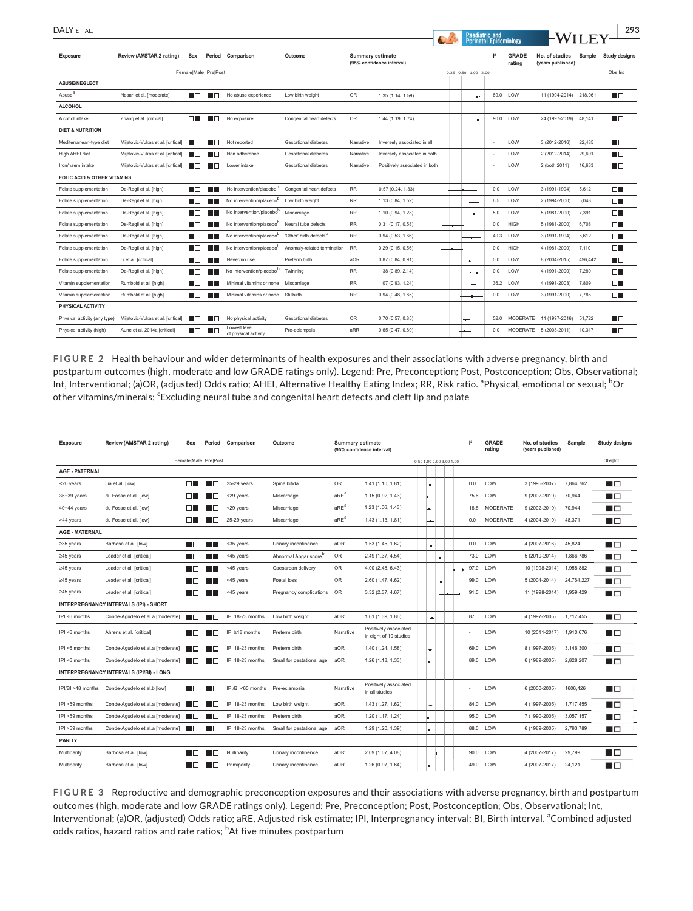| Exposure | Review (AMSTAR 2 rating) | Sex Female\|Male | Period Pre\|Post | Comparison | Outcome | Summary estimate (95% confidence interval) | | I² | GRADE rating | No. of studies (years published) | Sample | Study designs Obs\|Int |
|---|---|---|---|---|---|---|---|---|---|---|---|---|
| **ABUSE/NEGLECT** | | | | | | | | | | | | |
| Abuse[a] | Nesari et al. [moderate] | ■□ | ■□ | No abuse experience | Low birth weight | OR | 1.35 (1.14, 1.59) | 69.0 | LOW | 11 (1994-2014) | 218,061 | ■□ |
| **ALCOHOL** | | | | | | | | | | | | |
| Alcohol intake | Zhang et al. [critical] | □■ | ■□ | No exposure | Congenital heart defects | OR | 1.44 (1.19, 1.74) | 90.0 | LOW | 24 (1997-2019) | 48,141 | ■□ |
| **DIET & NUTRITION** | | | | | | | | | | | | |
| Mediterranean-type diet | Mijatovic-Vukas et al. [critical] | ■□ | ■□ | Not reported | Gestational diabetes | Narrative | Inversely associated in all | - | LOW | 3 (2012-2016) | 22,485 | ■□ |
| High AHEI diet | Mijatovic-Vukas et al. [critical] | ■□ | ■□ | Non adherence | Gestational diabetes | Narrative | Inversely associated in both | - | LOW | 2 (2012-2014) | 29,691 | ■□ |
| Iron/haem intake | Mijatovic-Vukas et al. [critical] | ■□ | ■□ | Lower intake | Gestational diabetes | Narrative | Positively associated in both | - | LOW | 2 (both 2011) | 16,633 | ■□ |
| **FOLIC ACID & OTHER VITAMINS** | | | | | | | | | | | | |
| Folate supplementation | De-Regil et al. [high] | ■□ | ■■ | No intervention/placebo[b] | Congenital heart defects | RR | 0.57 (0.24, 1.33) | 0.0 | LOW | 3 (1991-1994) | 5,612 | □■ |
| Folate supplementation | De-Regil et al. [high] | ■□ | ■■ | No intervention/placebo[b] | Low birth weight | RR | 1.13 (0.84, 1.52) | 6.5 | LOW | 2 (1994-2000) | 5,048 | □■ |
| Folate supplementation | De-Regil et al. [high] | ■□ | ■■ | No intervention/placebo[b] | Miscarriage | RR | 1.10 (0.94, 1.28) | 5.0 | LOW | 5 (1981-2000) | 7,391 | □■ |
| Folate supplementation | De-Regil et al. [high] | ■□ | ■■ | No intervention/placebo[b] | Neural tube defects | RR | 0.31 (0.17, 0.58) | 0.0 | HIGH | 5 (1981-2000) | 6,708 | □■ |
| Folate supplementation | De-Regil et al. [high] | ■□ | ■■ | No intervention/placebo[b] | 'Other' birth defects[c] | RR | 0.94 (0.53, 1.66) | 40.3 | LOW | 3 (1991-1994) | 5,612 | □■ |
| Folate supplementation | De-Regil et al. [high] | ■□ | ■■ | No intervention/placebo[b] | Anomaly-related termination | RR | 0.29 (0.15, 0.56) | 0.0 | HIGH | 4 (1981-2000) | 7,110 | □■ |
| Folate supplementation | Li et al. [critical] | ■□ | ■■ | Never/no use | Preterm birth | aOR | 0.87 (0.84, 0.91) | 0.0 | LOW | 8 (2004-2015) | 496,442 | ■□ |
| Folate supplementation | De-Regil et al. [high] | ■□ | ■■ | No intervention/placebo[b] | Twinning | RR | 1.38 (0.89, 2.14) | 0.0 | LOW | 4 (1991-2000) | 7,280 | □■ |
| Vitamin supplementation | Rumbold et al. [high] | ■□ | ■■ | Minimal vitamins or none | Miscarriage | RR | 1.07 (0.93, 1.24) | 36.2 | LOW | 4 (1991-2003) | 7,809 | □■ |
| Vitamin supplementation | Rumbold et al. [high] | ■□ | ■■ | Minimal vitamins or none | Stillbirth | RR | 0.94 (0.48, 1.85) | 0.0 | LOW | 3 (1991-2000) | 7,785 | □■ |
| **PHYSICAL ACTIVITY** | | | | | | | | | | | | |
| Physical activity (any type) | Mijatovic-Vukas et al. [critical] | ■□ | ■□ | No physical activity | Gestational diabetes | OR | 0.70 (0.57, 0.85) | 52.0 | MODERATE | 11 (1997-2016) | 51,722 | ■□ |
| Physical activity (high) | Aune et al. 2014a [critical] | ■□ | ■□ | Lowest level of physical activity | Pre-eclampsia | aRR | 0.65 (0.47, 0.89) | 0.0 | MODERATE | 5 (2003-2011) | 10,317 | ■□ |

**FIGURE 2** Health behaviour and wider determinants of health exposures and their associations with adverse pregnancy, birth and postpartum outcomes (high, moderate and low GRADE ratings only). Legend: Pre, Preconception; Post, Postconception; Obs, Observational; Int, Interventional; (a)OR, (adjusted) Odds ratio; AHEI, Alternative Healthy Eating Index; RR, Risk ratio. [a]Physical, emotional or sexual; [b]Or other vitamins/minerals; [c]Excluding neural tube and congenital heart defects and cleft lip and palate

| Exposure | Review (AMSTAR 2 rating) | Sex Female\|Male | Period Pre\|Post | Comparison | Outcome | Summary estimate (95% confidence interval) | | I² | GRADE rating | No. of studies (years published) | Sample | Study designs Obs\|Int |
|---|---|---|---|---|---|---|---|---|---|---|---|---|
| **AGE - PATERNAL** | | | | | | | | | | | | |
| <20 years | Jia et al. [low] | □■ | ■□ | 25-29 years | Spina bifida | OR | 1.41 (1.10, 1.81) | 0.0 | LOW | 3 (1995-2007) | 7,864,762 | ■□ |
| 35~39 years | du Fosse et al. [low] | □■ | ■□ | <29 years | Miscarriage | aRE[a] | 1.15 (0.92, 1.43) | 75.6 | LOW | 9 (2002-2019) | 70,944 | ■□ |
| 40~44 years | du Fosse et al. [low] | □■ | ■□ | <29 years | Miscarriage | aRE[a] | 1.23 (1.06, 1.43) | 16.8 | MODERATE | 9 (2002-2019) | 70,944 | ■□ |
| >44 years | du Fosse et al. [low] | □■ | ■□ | 25-29 years | Miscarriage | aRE[a] | 1.43 (1.13, 1.81) | 0.0 | MODERATE | 4 (2004-2019) | 48,371 | ■□ |
| **AGE - MATERNAL** | | | | | | | | | | | | |
| ≥35 years | Barbosa et al. [low] | ■□ | ■■ | <35 years | Urinary incontinence | aOR | 1.53 (1.45, 1.62) | 0.0 | LOW | 4 (2007-2016) | 45,824 | ■□ |
| ≥45 years | Leader et al. [critical] | ■□ | ■■ | <45 years | Abnormal Apgar score[b] | OR | 2.49 (1.37, 4.54) | 73.0 | LOW | 5 (2010-2014) | 1,866,786 | ■□ |
| ≥45 years | Leader et al. [critical] | ■□ | ■■ | <45 years | Caesarean delivery | OR | 4.00 (2.48, 6.43) | 97.0 | LOW | 10 (1998-2014) | 1,958,882 | ■□ |
| ≥45 years | Leader et al. [critical] | ■□ | ■■ | <45 years | Foetal loss | OR | 2.60 (1.47, 4.62) | 99.0 | LOW | 5 (2004-2014) | 24,764,227 | ■□ |
| ≥45 years | Leader et al. [critical] | ■□ | ■■ | <45 years | Pregnancy complications | OR | 3.32 (2.37, 4.67) | 91.0 | LOW | 11 (1998-2014) | 1,959,429 | ■□ |
| **INTERPREGNANCY INTERVALS (IPI) - SHORT** | | | | | | | | | | | | |
| IPI <6 months | Conde-Agudelo et al.a [moderate] | ■□ | ■□ | IPI 18-23 months | Low birth weight | aOR | 1.61 (1.39, 1.86) | 87 | LOW | 4 (1997-2005) | 1,717,455 | ■□ |
| IPI <6 months | Ahrens et al. [critical] | ■□ | ■□ | IPI ≥18 months | Preterm birth | Narrative | Positively associated in eight of 10 studies | - | LOW | 10 (2011-2017) | 1,910,676 | ■□ |
| IPI <6 months | Conde-Agudelo et al.a [moderate] | ■□ | ■□ | IPI 18-23 months | Preterm birth | aOR | 1.40 (1.24, 1.58) | 69.0 | LOW | 8 (1997-2005) | 3,146,300 | ■□ |
| IPI <6 months | Conde-Agudelo et al.a [moderate] | ■□ | ■□ | IPI 18-23 months | Small for gestational age | aOR | 1.26 (1.18, 1.33) | 89.0 | LOW | 6 (1989-2005) | 2,828,207 | ■□ |
| **INTERPREGNANCY INTERVALS (IPI/BI) - LONG** | | | | | | | | | | | | |
| IPI/BI >48 months | Conde-Agudelo et al.b [low] | ■□ | ■□ | IPI/BI <60 months | Pre-eclampsia | Narrative | Positively associated in all studies | - | LOW | 6 (2000-2005) | 1606,426 | ■□ |
| IPI >59 months | Conde-Agudelo et al.a [moderate] | ■□ | ■□ | IPI 18-23 months | Low birth weight | aOR | 1.43 (1.27, 1.62) | 84.0 | LOW | 4 (1997-2005) | 1,717,455 | ■□ |
| IPI >59 months | Conde-Agudelo et al.a [moderate] | ■□ | ■□ | IPI 18-23 months | Preterm birth | aOR | 1.20 (1.17, 1.24) | 95.0 | LOW | 7 (1990-2005) | 3,057,157 | ■□ |
| IPI >59 months | Conde-Agudelo et al.a [moderate] | ■□ | ■□ | IPI 18-23 months | Small for gestational age | aOR | 1.29 (1.20, 1.39) | 88.0 | LOW | 6 (1989-2005) | 2,793,789 | ■□ |
| **PARITY** | | | | | | | | | | | | |
| Multiparity | Barbosa et al. [low] | ■□ | ■□ | Nulliparity | Urinary incontinence | aOR | 2.09 (1.07, 4.08) | 90.0 | LOW | 4 (2007-2017) | 29,799 | ■□ |
| Multiparity | Barbosa et al. [low] | ■□ | ■□ | Primiparity | Urinary incontinence | aOR | 1.26 (0.97, 1.64) | 49.0 | LOW | 4 (2007-2017) | 24,121 | ■□ |

**FIGURE 3** Reproductive and demographic preconception exposures and their associations with adverse pregnancy, birth and postpartum outcomes (high, moderate and low GRADE ratings only). Legend: Pre, Preconception; Post, Postconception; Obs, Observational; Int, Interventional; (a)OR, (adjusted) Odds ratio; aRE, Adjusted risk estimate; IPI, Interpregnancy interval; BI, Birth interval. [a]Combined adjusted odds ratios, hazard ratios and rate ratios; [b]At five minutes postpartum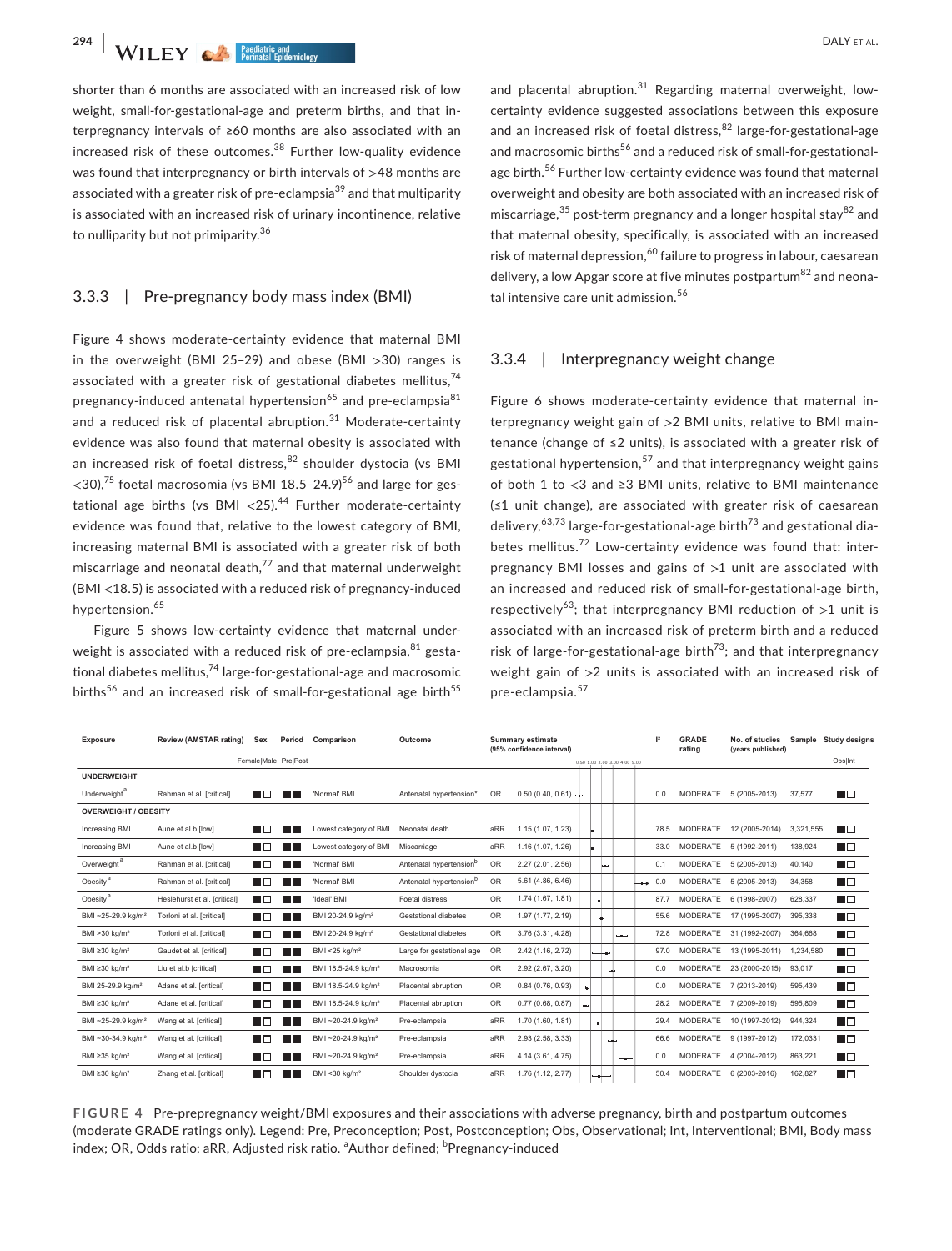shorter than 6 months are associated with an increased risk of low weight, small-for-gestational-age and preterm births, and that interpregnancy intervals of ≥60 months are also associated with an increased risk of these outcomes.[38] Further low-quality evidence was found that interpregnancy or birth intervals of >48 months are associated with a greater risk of pre-eclampsia[39] and that multiparity is associated with an increased risk of urinary incontinence, relative to nulliparity but not primiparity.[36]

### 3.3.3 | Pre-pregnancy body mass index (BMI)

Figure 4 shows moderate-certainty evidence that maternal BMI in the overweight (BMI 25–29) and obese (BMI >30) ranges is associated with a greater risk of gestational diabetes mellitus,[74] pregnancy-induced antenatal hypertension[65] and pre-eclampsia[81] and a reduced risk of placental abruption.[31] Moderate-certainty evidence was also found that maternal obesity is associated with an increased risk of foetal distress,[82] shoulder dystocia (vs BMI <30),[75] foetal macrosomia (vs BMI 18.5–24.9)[56] and large for gestational age births (vs BMI <25).[44] Further moderate-certainty evidence was found that, relative to the lowest category of BMI, increasing maternal BMI is associated with a greater risk of both miscarriage and neonatal death,[77] and that maternal underweight (BMI <18.5) is associated with a reduced risk of pregnancy-induced hypertension.[65]

Figure 5 shows low-certainty evidence that maternal underweight is associated with a reduced risk of pre-eclampsia,[81] gestational diabetes mellitus,[74] large-for-gestational-age and macrosomic births[56] and an increased risk of small-for-gestational age birth[55] and placental abruption.[31] Regarding maternal overweight, low-certainty evidence suggested associations between this exposure and an increased risk of foetal distress,[82] large-for-gestational-age and macrosomic births[56] and a reduced risk of small-for-gestational-age birth.[56] Further low-certainty evidence was found that maternal overweight and obesity are both associated with an increased risk of miscarriage,[35] post-term pregnancy and a longer hospital stay[82] and that maternal obesity, specifically, is associated with an increased risk of maternal depression,[60] failure to progress in labour, caesarean delivery, a low Apgar score at five minutes postpartum[82] and neonatal intensive care unit admission.[56]

### 3.3.4 | Interpregnancy weight change

Figure 6 shows moderate-certainty evidence that maternal interpregnancy weight gain of >2 BMI units, relative to BMI maintenance (change of ≤2 units), is associated with a greater risk of gestational hypertension,[57] and that interpregnancy weight gains of both 1 to <3 and ≥3 BMI units, relative to BMI maintenance (≤1 unit change), are associated with greater risk of caesarean delivery,[63,73] large-for-gestational-age birth[73] and gestational diabetes mellitus.[72] Low-certainty evidence was found that: interpregnancy BMI losses and gains of >1 unit are associated with an increased and reduced risk of small-for-gestational-age birth, respectively[63]; that interpregnancy BMI reduction of >1 unit is associated with an increased risk of preterm birth and a reduced risk of large-for-gestational-age birth[73]; and that interpregnancy weight gain of >2 units is associated with an increased risk of pre-eclampsia.[57]

| Exposure | Review (AMSTAR rating) | Sex (Female/Male) | Period (Pre/Post) | Comparison | Outcome | | Summary estimate (95% confidence interval) | I² | GRADE rating | No. of studies (years published) | Sample | Study designs (Obs/Int) |
|---|---|---|---|---|---|---|---|---|---|---|---|---|
| **UNDERWEIGHT** | | | | | | | | | | | | |
| Underweight[a] | Rahman et al. [critical] | ■□ | ■■ | 'Normal' BMI | Antenatal hypertension[b] | OR | 0.50 (0.40, 0.61) | 0.0 | MODERATE | 5 (2005-2013) | 37,577 | ■□ |
| **OVERWEIGHT / OBESITY** | | | | | | | | | | | | |
| Increasing BMI | Aune et al.b [low] | ■□ | ■■ | Lowest category of BMI | Neonatal death | aRR | 1.15 (1.07, 1.23) | 78.5 | MODERATE | 12 (2005-2014) | 3,321,555 | ■□ |
| Increasing BMI | Aune et al.b [low] | ■□ | ■■ | Lowest category of BMI | Miscarriage | aRR | 1.16 (1.07, 1.26) | 33.0 | MODERATE | 5 (1992-2011) | 138,924 | ■□ |
| Overweight[a] | Rahman et al. [critical] | ■□ | ■■ | 'Normal' BMI | Antenatal hypertension[b] | OR | 2.27 (2.01, 2.56) | 0.1 | MODERATE | 5 (2005-2013) | 40,140 | ■□ |
| Obesity[a] | Rahman et al. [critical] | ■□ | ■■ | 'Normal' BMI | Antenatal hypertension[b] | OR | 5.61 (4.86, 6.46) | 0.0 | MODERATE | 5 (2005-2013) | 34,358 | ■□ |
| Obesity[a] | Heslehurst et al. [critical] | ■□ | ■■ | 'Ideal' BMI | Foetal distress | OR | 1.74 (1.67, 1.81) | 87.7 | MODERATE | 6 (1998-2007) | 628,337 | ■□ |
| BMI ~25-29.9 kg/m² | Torloni et al. [critical] | ■□ | ■■ | BMI 20-24.9 kg/m² | Gestational diabetes | OR | 1.97 (1.77, 2.19) | 55.6 | MODERATE | 17 (1995-2007) | 395,338 | ■□ |
| BMI >30 kg/m² | Torloni et al. [critical] | ■□ | ■■ | BMI 20-24.9 kg/m² | Gestational diabetes | OR | 3.76 (3.31, 4.28) | 72.8 | MODERATE | 31 (1992-2007) | 364,668 | ■□ |
| BMI ≥30 kg/m² | Gaudet et al. [critical] | ■□ | ■■ | BMI <25 kg/m² | Large for gestational age | OR | 2.42 (1.16, 2.72) | 97.0 | MODERATE | 13 (1995-2011) | 1,234,580 | ■□ |
| BMI ≥30 kg/m² | Liu et al.b [critical] | ■□ | ■■ | BMI 18.5-24.9 kg/m² | Macrosomia | OR | 2.92 (2.67, 3.20) | 0.0 | MODERATE | 23 (2000-2015) | 93,017 | ■□ |
| BMI 25-29.9 kg/m² | Adane et al. [critical] | ■□ | ■■ | BMI 18.5-24.9 kg/m² | Placental abruption | OR | 0.84 (0.76, 0.93) | 0.0 | MODERATE | 7 (2013-2019) | 595,439 | ■□ |
| BMI ≥30 kg/m² | Adane et al. [critical] | ■□ | ■■ | BMI 18.5-24.9 kg/m² | Placental abruption | OR | 0.77 (0.68, 0.87) | 28.2 | MODERATE | 7 (2009-2019) | 595,809 | ■□ |
| BMI ~25-29.9 kg/m² | Wang et al. [critical] | ■□ | ■■ | BMI ~20-24.9 kg/m² | Pre-eclampsia | aRR | 1.70 (1.60, 1.81) | 29.4 | MODERATE | 10 (1997-2012) | 944,324 | ■□ |
| BMI ~30-34.9 kg/m² | Wang et al. [critical] | ■□ | ■■ | BMI ~20-24.9 kg/m² | Pre-eclampsia | aRR | 2.93 (2.58, 3.33) | 66.6 | MODERATE | 9 (1997-2012) | 172,0331 | ■□ |
| BMI ≥35 kg/m² | Wang et al. [critical] | ■□ | ■■ | BMI ~20-24.9 kg/m² | Pre-eclampsia | aRR | 4.14 (3.61, 4.75) | 0.0 | MODERATE | 4 (2004-2012) | 863,221 | ■□ |
| BMI ≥30 kg/m² | Zhang et al. [critical] | ■□ | ■■ | BMI <30 kg/m² | Shoulder dystocia | aRR | 1.76 (1.12, 2.77) | 50.4 | MODERATE | 6 (2003-2016) | 162,827 | ■□ |

**FIGURE 4** Pre-prepregnancy weight/BMI exposures and their associations with adverse pregnancy, birth and postpartum outcomes (moderate GRADE ratings only). Legend: Pre, Preconception; Post, Postconception; Obs, Observational; Int, Interventional; BMI, Body mass index; OR, Odds ratio; aRR, Adjusted risk ratio. [a]Author defined; [b]Pregnancy-induced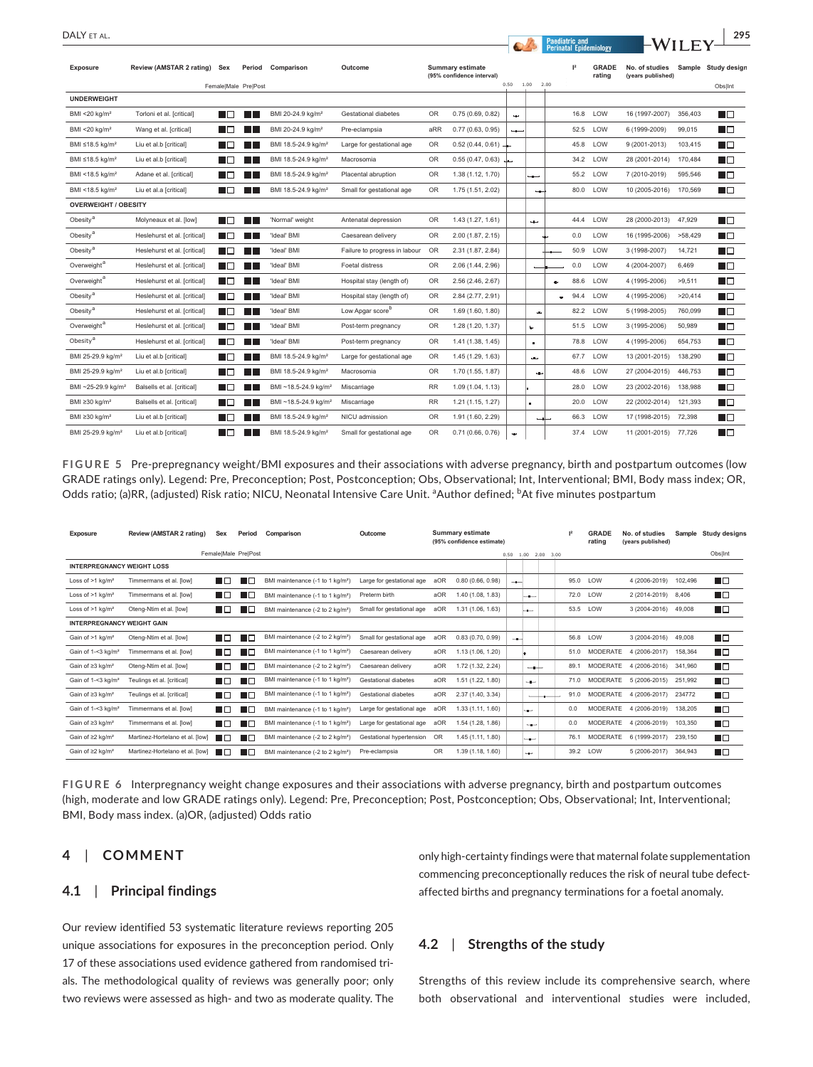| Exposure | Review (AMSTAR 2 rating) | Sex (Female\|Male) | Period (Pre\|Post) | Comparison | Outcome | Summary estimate (95% confidence interval) | | I² | GRADE rating | No. of studies (years published) | Sample | Study design (Obs\|Int) |
|---|---|---|---|---|---|---|---|---|---|---|---|---|
| **UNDERWEIGHT** | | | | | | | | | | | | |
| BMI <20 kg/m² | Torloni et al. [critical] | ■□ | ■■ | BMI 20-24.9 kg/m² | Gestational diabetes | OR | 0.75 (0.69, 0.82) | 16.8 | LOW | 16 (1997-2007) | 356,403 | ■□ |
| BMI <20 kg/m² | Wang et al. [critical] | ■□ | ■■ | BMI 20-24.9 kg/m² | Pre-eclampsia | aRR | 0.77 (0.63, 0.95) | 52.5 | LOW | 6 (1999-2009) | 99,015 | ■□ |
| BMI ≤18.5 kg/m² | Liu et al.b [critical] | ■□ | ■■ | BMI 18.5-24.9 kg/m² | Large for gestational age | OR | 0.52 (0.44, 0.61) | 45.8 | LOW | 9 (2001-2013) | 103,415 | ■□ |
| BMI ≤18.5 kg/m² | Liu et al.b [critical] | ■□ | ■■ | BMI 18.5-24.9 kg/m² | Macrosomia | OR | 0.55 (0.47, 0.63) | 34.2 | LOW | 28 (2001-2014) | 170,484 | ■□ |
| BMI <18.5 kg/m² | Adane et al. [critical] | ■□ | ■■ | BMI 18.5-24.9 kg/m² | Placental abruption | OR | 1.38 (1.12, 1.70) | 55.2 | LOW | 7 (2010-2019) | 595,546 | ■□ |
| BMI <18.5 kg/m² | Liu et al.a [critical] | ■□ | ■■ | BMI 18.5-24.9 kg/m² | Small for gestational age | OR | 1.75 (1.51, 2.02) | 80.0 | LOW | 10 (2005-2016) | 170,569 | ■□ |
| **OVERWEIGHT / OBESITY** | | | | | | | | | | | | |
| Obesity[a] | Molyneaux et al. [low] | ■□ | ■■ | 'Normal' weight | Antenatal depression | OR | 1.43 (1.27, 1.61) | 44.4 | LOW | 28 (2000-2013) | 47,929 | ■□ |
| Obesity[a] | Heslehurst et al. [critical] | ■□ | ■■ | 'Ideal' BMI | Caesarean delivery | OR | 2.00 (1.87, 2.15) | 0.0 | LOW | 16 (1995-2006) | >58,429 | ■□ |
| Obesity[a] | Heslehurst et al. [critical] | ■□ | ■■ | 'Ideal' BMI | Failure to progress in labour | OR | 2.31 (1.87, 2.84) | 50.9 | LOW | 3 (1998-2007) | 14,721 | ■□ |
| Overweight[a] | Heslehurst et al. [critical] | ■□ | ■■ | 'Ideal' BMI | Foetal distress | OR | 2.06 (1.44, 2.96) | 0.0 | LOW | 4 (2004-2007) | 6,469 | ■□ |
| Overweight[a] | Heslehurst et al. [critical] | ■□ | ■■ | 'Ideal' BMI | Hospital stay (length of) | OR | 2.56 (2.46, 2.67) | 88.6 | LOW | 4 (1995-2006) | >9,511 | ■□ |
| Obesity[a] | Heslehurst et al. [critical] | ■□ | ■■ | 'Ideal' BMI | Hospital stay (length of) | OR | 2.84 (2.77, 2.91) | 94.4 | LOW | 4 (1995-2006) | >20,414 | ■□ |
| Obesity[a] | Heslehurst et al. [critical] | ■□ | ■■ | 'Ideal' BMI | Low Apgar score[b] | OR | 1.69 (1.60, 1.80) | 82.2 | LOW | 5 (1998-2005) | 760,099 | ■□ |
| Overweight[a] | Heslehurst et al. [critical] | ■□ | ■■ | 'Ideal' BMI | Post-term pregnancy | OR | 1.28 (1.20, 1.37) | 51.5 | LOW | 3 (1995-2006) | 50,989 | ■□ |
| Obesity[a] | Heslehurst et al. [critical] | ■□ | ■■ | 'Ideal' BMI | Post-term pregnancy | OR | 1.41 (1.38, 1.45) | 78.8 | LOW | 4 (1995-2006) | 654,753 | ■□ |
| BMI 25-29.9 kg/m² | Liu et al.b [critical] | ■□ | ■■ | BMI 18.5-24.9 kg/m² | Large for gestational age | OR | 1.45 (1.29, 1.63) | 67.7 | LOW | 13 (2001-2015) | 138,290 | ■□ |
| BMI 25-29.9 kg/m² | Liu et al.b [critical] | ■□ | ■■ | BMI 18.5-24.9 kg/m² | Macrosomia | OR | 1.70 (1.55, 1.87) | 48.6 | LOW | 27 (2004-2015) | 446,753 | ■□ |
| BMI ~25-29.9 kg/m² | Balsells et al. [critical] | ■□ | ■■ | BMI ~18.5-24.9 kg/m² | Miscarriage | RR | 1.09 (1.04, 1.13) | 28.0 | LOW | 23 (2002-2016) | 138,988 | ■□ |
| BMI ≥30 kg/m² | Balsells et al. [critical] | ■□ | ■■ | BMI ~18.5-24.9 kg/m² | Miscarriage | RR | 1.21 (1.15, 1.27) | 20.0 | LOW | 22 (2002-2014) | 121,393 | ■□ |
| BMI ≥30 kg/m² | Liu et al.b [critical] | ■□ | ■■ | BMI 18.5-24.9 kg/m² | NICU admission | OR | 1.91 (1.60, 2.29) | 66.3 | LOW | 17 (1998-2015) | 72,398 | ■□ |
| BMI 25-29.9 kg/m² | Liu et al.b [critical] | ■□ | ■■ | BMI 18.5-24.9 kg/m² | Small for gestational age | OR | 0.71 (0.66, 0.76) | 37.4 | LOW | 11 (2001-2015) | 77,726 | ■□ |

**FIGURE 5** Pre-prepregnancy weight/BMI exposures and their associations with adverse pregnancy, birth and postpartum outcomes (low GRADE ratings only). Legend: Pre, Preconception; Post, Postconception; Obs, Observational; Int, Interventional; BMI, Body mass index; OR, Odds ratio; (a)RR, (adjusted) Risk ratio; NICU, Neonatal Intensive Care Unit. [a]Author defined; [b]At five minutes postpartum

| Exposure | Review (AMSTAR 2 rating) | Sex (Female\|Male) | Period (Pre\|Post) | Comparison | Outcome | Summary estimate (95% confidence estimate) | | I² | GRADE rating | No. of studies (years published) | Sample | Study designs (Obs\|Int) |
|---|---|---|---|---|---|---|---|---|---|---|---|---|
| **INTERPREGNANCY WEIGHT LOSS** | | | | | | | | | | | | |
| Loss of >1 kg/m² | Timmermans et al. [low] | ■□ | ■□ | BMI maintenance (-1 to 1 kg/m²) | Large for gestational age | aOR | 0.80 (0.66, 0.98) | 95.0 | LOW | 4 (2006-2019) | 102,496 | ■□ |
| Loss of >1 kg/m² | Timmermans et al. [low] | ■□ | ■□ | BMI maintenance (-1 to 1 kg/m²) | Preterm birth | aOR | 1.40 (1.08, 1.83) | 72.0 | LOW | 2 (2014-2019) | 8,406 | ■□ |
| Loss of >1 kg/m² | Oteng-Ntim et al. [low] | ■□ | ■□ | BMI maintenance (-2 to 2 kg/m²) | Small for gestational age | aOR | 1.31 (1.06, 1.63) | 53.5 | LOW | 3 (2004-2016) | 49,008 | ■□ |
| **INTERPREGNANCY WEIGHT GAIN** | | | | | | | | | | | | |
| Gain of >1 kg/m² | Oteng-Ntim et al. [low] | ■□ | ■□ | BMI maintenance (-2 to 2 kg/m²) | Small for gestational age | aOR | 0.83 (0.70, 0.99) | 56.8 | LOW | 3 (2004-2016) | 49,008 | ■□ |
| Gain of 1-<3 kg/m² | Timmermans et al. [low] | ■□ | ■□ | BMI maintenance (-1 to 1 kg/m²) | Caesarean delivery | aOR | 1.13 (1.06, 1.20) | 51.0 | MODERATE | 4 (2006-2017) | 158,364 | ■□ |
| Gain of ≥3 kg/m² | Oteng-Ntim et al. [low] | ■□ | ■□ | BMI maintenance (-2 to 2 kg/m²) | Caesarean delivery | aOR | 1.72 (1.32, 2.24) | 89.1 | MODERATE | 4 (2006-2016) | 341,960 | ■□ |
| Gain of 1-<3 kg/m² | Teulings et al. [critical] | ■□ | ■□ | BMI maintenance (-1 to 1 kg/m²) | Gestational diabetes | aOR | 1.51 (1.22, 1.80) | 71.0 | MODERATE | 5 (2006-2015) | 251,992 | ■□ |
| Gain of ≥3 kg/m² | Teulings et al. [critical] | ■□ | ■□ | BMI maintenance (-1 to 1 kg/m²) | Gestational diabetes | aOR | 2.37 (1.40, 3.34) | 91.0 | MODERATE | 4 (2006-2017) | 234772 | ■□ |
| Gain of 1-<3 kg/m² | Timmermans et al. [low] | ■□ | ■□ | BMI maintenance (-1 to 1 kg/m²) | Large for gestational age | aOR | 1.33 (1.11, 1.60) | 0.0 | MODERATE | 4 (2006-2019) | 138,205 | ■□ |
| Gain of ≥3 kg/m² | Timmermans et al. [low] | ■□ | ■□ | BMI maintenance (-1 to 1 kg/m²) | Large for gestational age | aOR | 1.54 (1.28, 1.86) | 0.0 | MODERATE | 4 (2006-2019) | 103,350 | ■□ |
| Gain of ≥2 kg/m² | Martinez-Hortelano et al. [low] | ■□ | ■□ | BMI maintenance (-2 to 2 kg/m²) | Gestational hypertension | OR | 1.45 (1.11, 1.80) | 76.1 | MODERATE | 6 (1999-2017) | 239,150 | ■□ |
| Gain of ≥2 kg/m² | Martinez-Hortelano et al. [low] | ■□ | ■□ | BMI maintenance (-2 to 2 kg/m²) | Pre-eclampsia | OR | 1.39 (1.18, 1.60) | 39.2 | LOW | 5 (2006-2017) | 364,943 | ■□ |

**FIGURE 6** Interpregnancy weight change exposures and their associations with adverse pregnancy, birth and postpartum outcomes (high, moderate and low GRADE ratings only). Legend: Pre, Preconception; Post, Postconception; Obs, Observational; Int, Interventional; BMI, Body mass index. (a)OR, (adjusted) Odds ratio

## 4 | COMMENT

### 4.1 | Principal findings

Our review identified 53 systematic literature reviews reporting 205 unique associations for exposures in the preconception period. Only 17 of these associations used evidence gathered from randomised trials. The methodological quality of reviews was generally poor; only two reviews were assessed as high- and two as moderate quality. The only high-certainty findings were that maternal folate supplementation commencing preconceptionally reduces the risk of neural tube defect-affected births and pregnancy terminations for a foetal anomaly.

### 4.2 | Strengths of the study

Strengths of this review include its comprehensive search, where both observational and interventional studies were included,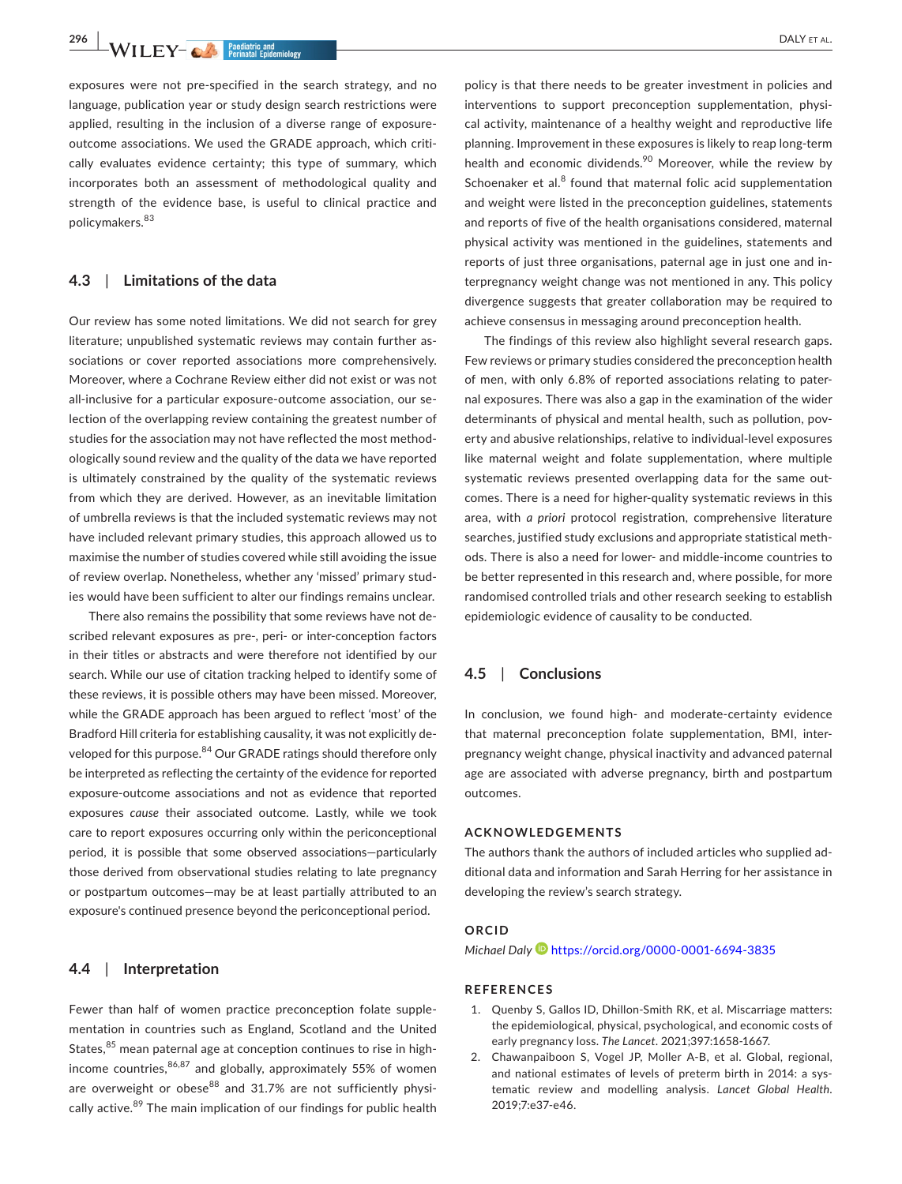exposures were not pre-specified in the search strategy, and no language, publication year or study design search restrictions were applied, resulting in the inclusion of a diverse range of exposure-outcome associations. We used the GRADE approach, which critically evaluates evidence certainty; this type of summary, which incorporates both an assessment of methodological quality and strength of the evidence base, is useful to clinical practice and policymakers.[83]

### 4.3 | Limitations of the data

Our review has some noted limitations. We did not search for grey literature; unpublished systematic reviews may contain further associations or cover reported associations more comprehensively. Moreover, where a Cochrane Review either did not exist or was not all-inclusive for a particular exposure-outcome association, our selection of the overlapping review containing the greatest number of studies for the association may not have reflected the most methodologically sound review and the quality of the data we have reported is ultimately constrained by the quality of the systematic reviews from which they are derived. However, as an inevitable limitation of umbrella reviews is that the included systematic reviews may not have included relevant primary studies, this approach allowed us to maximise the number of studies covered while still avoiding the issue of review overlap. Nonetheless, whether any 'missed' primary studies would have been sufficient to alter our findings remains unclear.

There also remains the possibility that some reviews have not described relevant exposures as pre-, peri- or inter-conception factors in their titles or abstracts and were therefore not identified by our search. While our use of citation tracking helped to identify some of these reviews, it is possible others may have been missed. Moreover, while the GRADE approach has been argued to reflect 'most' of the Bradford Hill criteria for establishing causality, it was not explicitly developed for this purpose.[84] Our GRADE ratings should therefore only be interpreted as reflecting the certainty of the evidence for reported exposure-outcome associations and not as evidence that reported exposures *cause* their associated outcome. Lastly, while we took care to report exposures occurring only within the periconceptional period, it is possible that some observed associations—particularly those derived from observational studies relating to late pregnancy or postpartum outcomes—may be at least partially attributed to an exposure's continued presence beyond the periconceptional period.

### 4.4 | Interpretation

Fewer than half of women practice preconception folate supplementation in countries such as England, Scotland and the United States,[85] mean paternal age at conception continues to rise in high-income countries,[86,87] and globally, approximately 55% of women are overweight or obese[88] and 31.7% are not sufficiently physically active.[89] The main implication of our findings for public health policy is that there needs to be greater investment in policies and interventions to support preconception supplementation, physical activity, maintenance of a healthy weight and reproductive life planning. Improvement in these exposures is likely to reap long-term health and economic dividends.[90] Moreover, while the review by Schoenaker et al.[8] found that maternal folic acid supplementation and weight were listed in the preconception guidelines, statements and reports of five of the health organisations considered, maternal physical activity was mentioned in the guidelines, statements and reports of just three organisations, paternal age in just one and interpregnancy weight change was not mentioned in any. This policy divergence suggests that greater collaboration may be required to achieve consensus in messaging around preconception health.

The findings of this review also highlight several research gaps. Few reviews or primary studies considered the preconception health of men, with only 6.8% of reported associations relating to paternal exposures. There was also a gap in the examination of the wider determinants of physical and mental health, such as pollution, poverty and abusive relationships, relative to individual-level exposures like maternal weight and folate supplementation, where multiple systematic reviews presented overlapping data for the same outcomes. There is a need for higher-quality systematic reviews in this area, with *a priori* protocol registration, comprehensive literature searches, justified study exclusions and appropriate statistical methods. There is also a need for lower- and middle-income countries to be better represented in this research and, where possible, for more randomised controlled trials and other research seeking to establish epidemiologic evidence of causality to be conducted.

### 4.5 | Conclusions

In conclusion, we found high- and moderate-certainty evidence that maternal preconception folate supplementation, BMI, interpregnancy weight change, physical inactivity and advanced paternal age are associated with adverse pregnancy, birth and postpartum outcomes.

## ACKNOWLEDGEMENTS

The authors thank the authors of included articles who supplied additional data and information and Sarah Herring for her assistance in developing the review's search strategy.

## ORCID

*Michael Daly* https://orcid.org/0000-0001-6694-3835

## REFERENCES

1. Quenby S, Gallos ID, Dhillon-Smith RK, et al. Miscarriage matters: the epidemiological, physical, psychological, and economic costs of early pregnancy loss. *The Lancet*. 2021;397:1658-1667.
2. Chawanpaiboon S, Vogel JP, Moller A-B, et al. Global, regional, and national estimates of levels of preterm birth in 2014: a systematic review and modelling analysis. *Lancet Global Health*. 2019;7:e37-e46.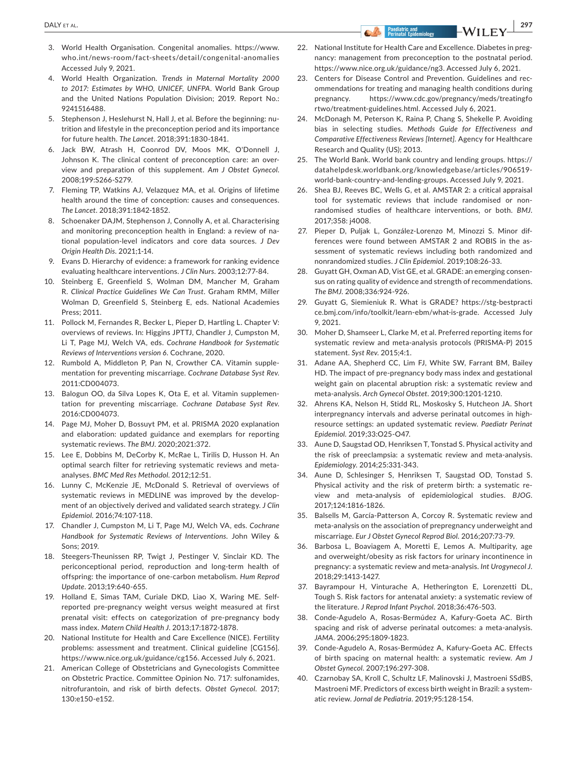3. World Health Organisation. Congenital anomalies. https://www.who.int/news-room/fact-sheets/detail/congenital-anomalies Accessed July 9, 2021.
4. World Health Organization. *Trends in Maternal Mortality 2000 to 2017: Estimates by WHO, UNICEF, UNFPA*. World Bank Group and the United Nations Population Division; 2019. Report No.: 9241516488.
5. Stephenson J, Heslehurst N, Hall J, et al. Before the beginning: nutrition and lifestyle in the preconception period and its importance for future health. *The Lancet*. 2018;391:1830-1841.
6. Jack BW, Atrash H, Coonrod DV, Moos MK, O'Donnell J, Johnson K. The clinical content of preconception care: an overview and preparation of this supplement. *Am J Obstet Gynecol*. 2008;199:S266-S279.
7. Fleming TP, Watkins AJ, Velazquez MA, et al. Origins of lifetime health around the time of conception: causes and consequences. *The Lancet*. 2018;391:1842-1852.
8. Schoenaker DAJM, Stephenson J, Connolly A, et al. Characterising and monitoring preconception health in England: a review of national population-level indicators and core data sources. *J Dev Origin Health Dis*. 2021;1-14.
9. Evans D. Hierarchy of evidence: a framework for ranking evidence evaluating healthcare interventions. *J Clin Nurs*. 2003;12:77-84.
10. Steinberg E, Greenfield S, Wolman DM, Mancher M, Graham R. *Clinical Practice Guidelines We Can Trust*. Graham RMM, Miller Wolman D, Greenfield S, Steinberg E, eds. National Academies Press; 2011.
11. Pollock M, Fernandes R, Becker L, Pieper D, Hartling L. Chapter V: overviews of reviews. In: Higgins JPTTJ, Chandler J, Cumpston M, Li T, Page MJ, Welch VA, eds. *Cochrane Handbook for Systematic Reviews of Interventions version 6*. Cochrane, 2020.
12. Rumbold A, Middleton P, Pan N, Crowther CA. Vitamin supplementation for preventing miscarriage. *Cochrane Database Syst Rev*. 2011:CD004073.
13. Balogun OO, da Silva Lopes K, Ota E, et al. Vitamin supplementation for preventing miscarriage. *Cochrane Database Syst Rev*. 2016:CD004073.
14. Page MJ, Moher D, Bossuyt PM, et al. PRISMA 2020 explanation and elaboration: updated guidance and exemplars for reporting systematic reviews. *The BMJ*. 2020;2021:372.
15. Lee E, Dobbins M, DeCorby K, McRae L, Tirilis D, Husson H. An optimal search filter for retrieving systematic reviews and meta-analyses. *BMC Med Res Methodol*. 2012;12:51.
16. Lunny C, McKenzie JE, McDonald S. Retrieval of overviews of systematic reviews in MEDLINE was improved by the development of an objectively derived and validated search strategy. *J Clin Epidemiol*. 2016;74:107-118.
17. Chandler J, Cumpston M, Li T, Page MJ, Welch VA, eds. *Cochrane Handbook for Systematic Reviews of Interventions*. John Wiley & Sons; 2019.
18. Steegers-Theunissen RP, Twigt J, Pestinger V, Sinclair KD. The periconceptional period, reproduction and long-term health of offspring: the importance of one-carbon metabolism. *Hum Reprod Update*. 2013;19:640-655.
19. Holland E, Simas TAM, Curiale DKD, Liao X, Waring ME. Self-reported pre-pregnancy weight versus weight measured at first prenatal visit: effects on categorization of pre-pregnancy body mass index. *Matern Child Health J*. 2013;17:1872-1878.
20. National Institute for Health and Care Excellence (NICE). Fertility problems: assessment and treatment. Clinical guideline [CG156]. https://www.nice.org.uk/guidance/cg156. Accessed July 6, 2021.
21. American College of Obstetricians and Gynecologists Committee on Obstetric Practice. Committee Opinion No. 717: sulfonamides, nitrofurantoin, and risk of birth defects. *Obstet Gynecol*. 2017;130:e150-e152.
22. National Institute for Health Care and Excellence. Diabetes in pregnancy: management from preconception to the postnatal period. https://www.nice.org.uk/guidance/ng3. Accessed July 6, 2021.
23. Centers for Disease Control and Prevention. Guidelines and recommendations for treating and managing health conditions during pregnancy. https://www.cdc.gov/pregnancy/meds/treatingfortwo/treatment-guidelines.html. Accessed July 6, 2021.
24. McDonagh M, Peterson K, Raina P, Chang S, Shekelle P. Avoiding bias in selecting studies. *Methods Guide for Effectiveness and Comparative Effectiveness Reviews [Internet]*. Agency for Healthcare Research and Quality (US); 2013.
25. The World Bank. World bank country and lending groups. https://datahelpdesk.worldbank.org/knowledgebase/articles/906519-world-bank-country-and-lending-groups. Accessed July 9, 2021.
26. Shea BJ, Reeves BC, Wells G, et al. AMSTAR 2: a critical appraisal tool for systematic reviews that include randomised or non-randomised studies of healthcare interventions, or both. *BMJ*. 2017;358: j4008.
27. Pieper D, Puljak L, González-Lorenzo M, Minozzi S. Minor differences were found between AMSTAR 2 and ROBIS in the assessment of systematic reviews including both randomized and nonrandomized studies. *J Clin Epidemiol*. 2019;108:26-33.
28. Guyatt GH, Oxman AD, Vist GE, et al. GRADE: an emerging consensus on rating quality of evidence and strength of recommendations. *The BMJ*. 2008;336:924-926.
29. Guyatt G, Siemieniuk R. What is GRADE? https://stg-bestpractice.bmj.com/info/toolkit/learn-ebm/what-is-grade. Accessed July 9, 2021.
30. Moher D, Shamseer L, Clarke M, et al. Preferred reporting items for systematic review and meta-analysis protocols (PRISMA-P) 2015 statement. *Syst Rev*. 2015;4:1.
31. Adane AA, Shepherd CC, Lim FJ, White SW, Farrant BM, Bailey HD. The impact of pre-pregnancy body mass index and gestational weight gain on placental abruption risk: a systematic review and meta-analysis. *Arch Gynecol Obstet*. 2019;300:1201-1210.
32. Ahrens KA, Nelson H, Stidd RL, Moskosky S, Hutcheon JA. Short interpregnancy intervals and adverse perinatal outcomes in high-resource settings: an updated systematic review. *Paediatr Perinat Epidemiol*. 2019;33:O25-O47.
33. Aune D, Saugstad OD, Henriksen T, Tonstad S. Physical activity and the risk of preeclampsia: a systematic review and meta-analysis. *Epidemiology*. 2014;25:331-343.
34. Aune D, Schlesinger S, Henriksen T, Saugstad OD, Tonstad S. Physical activity and the risk of preterm birth: a systematic review and meta-analysis of epidemiological studies. *BJOG*. 2017;124:1816-1826.
35. Balsells M, García-Patterson A, Corcoy R. Systematic review and meta-analysis on the association of prepregnancy underweight and miscarriage. *Eur J Obstet Gynecol Reprod Biol*. 2016;207:73-79.
36. Barbosa L, Boaviagem A, Moretti E, Lemos A. Multiparity, age and overweight/obesity as risk factors for urinary incontinence in pregnancy: a systematic review and meta-analysis. *Int Urogynecol J*. 2018;29:1413-1427.
37. Bayrampour H, Vinturache A, Hetherington E, Lorenzetti DL, Tough S. Risk factors for antenatal anxiety: a systematic review of the literature. *J Reprod Infant Psychol*. 2018;36:476-503.
38. Conde-Agudelo A, Rosas-Bermúdez A, Kafury-Goeta AC. Birth spacing and risk of adverse perinatal outcomes: a meta-analysis. *JAMA*. 2006;295:1809-1823.
39. Conde-Agudelo A, Rosas-Bermúdez A, Kafury-Goeta AC. Effects of birth spacing on maternal health: a systematic review. *Am J Obstet Gynecol*. 2007;196:297-308.
40. Czarnobay SA, Kroll C, Schultz LF, Malinovski J, Mastroeni SSdBS, Mastroeni MF. Predictors of excess birth weight in Brazil: a systematic review. *Jornal de Pediatria*. 2019;95:128-154.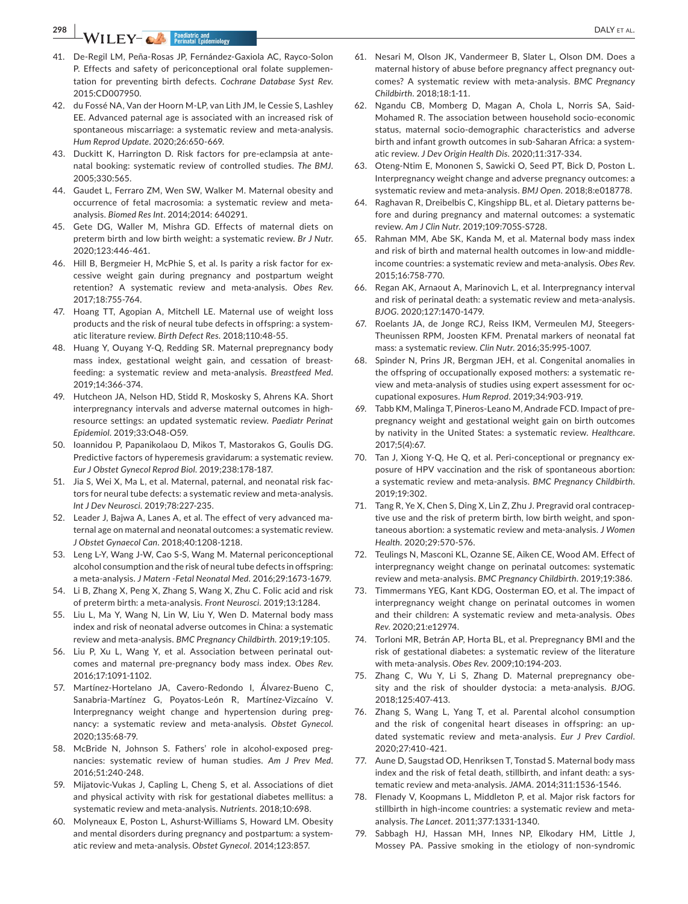41. De-Regil LM, Peña-Rosas JP, Fernández-Gaxiola AC, Rayco-Solon P. Effects and safety of periconceptional oral folate supplementation for preventing birth defects. *Cochrane Database Syst Rev*. 2015:CD007950.
42. du Fossé NA, Van der Hoorn M-LP, van Lith JM, le Cessie S, Lashley EE. Advanced paternal age is associated with an increased risk of spontaneous miscarriage: a systematic review and meta-analysis. *Hum Reprod Update*. 2020;26:650-669.
43. Duckitt K, Harrington D. Risk factors for pre-eclampsia at antenatal booking: systematic review of controlled studies. *The BMJ*. 2005;330:565.
44. Gaudet L, Ferraro ZM, Wen SW, Walker M. Maternal obesity and occurrence of fetal macrosomia: a systematic review and meta-analysis. *Biomed Res Int*. 2014;2014: 640291.
45. Gete DG, Waller M, Mishra GD. Effects of maternal diets on preterm birth and low birth weight: a systematic review. *Br J Nutr*. 2020;123:446-461.
46. Hill B, Bergmeier H, McPhie S, et al. Is parity a risk factor for excessive weight gain during pregnancy and postpartum weight retention? A systematic review and meta-analysis. *Obes Rev*. 2017;18:755-764.
47. Hoang TT, Agopian A, Mitchell LE. Maternal use of weight loss products and the risk of neural tube defects in offspring: a systematic literature review. *Birth Defect Res*. 2018;110:48-55.
48. Huang Y, Ouyang Y-Q, Redding SR. Maternal prepregnancy body mass index, gestational weight gain, and cessation of breastfeeding: a systematic review and meta-analysis. *Breastfeed Med*. 2019;14:366-374.
49. Hutcheon JA, Nelson HD, Stidd R, Moskosky S, Ahrens KA. Short interpregnancy intervals and adverse maternal outcomes in high-resource settings: an updated systematic review. *Paediatr Perinat Epidemiol*. 2019;33:O48-O59.
50. Ioannidou P, Papanikolaou D, Mikos T, Mastorakos G, Goulis DG. Predictive factors of hyperemesis gravidarum: a systematic review. *Eur J Obstet Gynecol Reprod Biol*. 2019;238:178-187.
51. Jia S, Wei X, Ma L, et al. Maternal, paternal, and neonatal risk factors for neural tube defects: a systematic review and meta-analysis. *Int J Dev Neurosci*. 2019;78:227-235.
52. Leader J, Bajwa A, Lanes A, et al. The effect of very advanced maternal age on maternal and neonatal outcomes: a systematic review. *J Obstet Gynaecol Can*. 2018;40:1208-1218.
53. Leng L-Y, Wang J-W, Cao S-S, Wang M. Maternal periconceptional alcohol consumption and the risk of neural tube defects in offspring: a meta-analysis. *J Matern -Fetal Neonatal Med*. 2016;29:1673-1679.
54. Li B, Zhang X, Peng X, Zhang S, Wang X, Zhu C. Folic acid and risk of preterm birth: a meta-analysis. *Front Neurosci*. 2019;13:1284.
55. Liu L, Ma Y, Wang N, Lin W, Liu Y, Wen D. Maternal body mass index and risk of neonatal adverse outcomes in China: a systematic review and meta-analysis. *BMC Pregnancy Childbirth*. 2019;19:105.
56. Liu P, Xu L, Wang Y, et al. Association between perinatal outcomes and maternal pre-pregnancy body mass index. *Obes Rev*. 2016;17:1091-1102.
57. Martínez-Hortelano JA, Cavero-Redondo I, Álvarez-Bueno C, Sanabria-Martínez G, Poyatos-León R, Martínez-Vizcaíno V. Interpregnancy weight change and hypertension during pregnancy: a systematic review and meta-analysis. *Obstet Gynecol*. 2020;135:68-79.
58. McBride N, Johnson S. Fathers' role in alcohol-exposed pregnancies: systematic review of human studies. *Am J Prev Med*. 2016;51:240-248.
59. Mijatovic-Vukas J, Capling L, Cheng S, et al. Associations of diet and physical activity with risk for gestational diabetes mellitus: a systematic review and meta-analysis. *Nutrients*. 2018;10:698.
60. Molyneaux E, Poston L, Ashurst-Williams S, Howard LM. Obesity and mental disorders during pregnancy and postpartum: a systematic review and meta-analysis. *Obstet Gynecol*. 2014;123:857.
61. Nesari M, Olson JK, Vandermeer B, Slater L, Olson DM. Does a maternal history of abuse before pregnancy affect pregnancy outcomes? A systematic review with meta-analysis. *BMC Pregnancy Childbirth*. 2018;18:1-11.
62. Ngandu CB, Momberg D, Magan A, Chola L, Norris SA, Said-Mohamed R. The association between household socio-economic status, maternal socio-demographic characteristics and adverse birth and infant growth outcomes in sub-Saharan Africa: a systematic review. *J Dev Origin Health Dis*. 2020;11:317-334.
63. Oteng-Ntim E, Mononen S, Sawicki O, Seed PT, Bick D, Poston L. Interpregnancy weight change and adverse pregnancy outcomes: a systematic review and meta-analysis. *BMJ Open*. 2018;8:e018778.
64. Raghavan R, Dreibelbis C, Kingshipp BL, et al. Dietary patterns before and during pregnancy and maternal outcomes: a systematic review. *Am J Clin Nutr*. 2019;109:705S-S728.
65. Rahman MM, Abe SK, Kanda M, et al. Maternal body mass index and risk of birth and maternal health outcomes in low-and middle-income countries: a systematic review and meta-analysis. *Obes Rev*. 2015;16:758-770.
66. Regan AK, Arnaout A, Marinovich L, et al. Interpregnancy interval and risk of perinatal death: a systematic review and meta-analysis. *BJOG*. 2020;127:1470-1479.
67. Roelants JA, de Jonge RCJ, Reiss IKM, Vermeulen MJ, Steegers-Theunissen RPM, Joosten KFM. Prenatal markers of neonatal fat mass: a systematic review. *Clin Nutr*. 2016;35:995-1007.
68. Spinder N, Prins JR, Bergman JEH, et al. Congenital anomalies in the offspring of occupationally exposed mothers: a systematic review and meta-analysis of studies using expert assessment for occupational exposures. *Hum Reprod*. 2019;34:903-919.
69. Tabb KM, Malinga T, Pineros-Leano M, Andrade FCD. Impact of pre-pregnancy weight and gestational weight gain on birth outcomes by nativity in the United States: a systematic review. *Healthcare*. 2017;5(4):67.
70. Tan J, Xiong Y-Q, He Q, et al. Peri-conceptional or pregnancy exposure of HPV vaccination and the risk of spontaneous abortion: a systematic review and meta-analysis. *BMC Pregnancy Childbirth*. 2019;19:302.
71. Tang R, Ye X, Chen S, Ding X, Lin Z, Zhu J. Pregravid oral contraceptive use and the risk of preterm birth, low birth weight, and spontaneous abortion: a systematic review and meta-analysis. *J Women Health*. 2020;29:570-576.
72. Teulings N, Masconi KL, Ozanne SE, Aiken CE, Wood AM. Effect of interpregnancy weight change on perinatal outcomes: systematic review and meta-analysis. *BMC Pregnancy Childbirth*. 2019;19:386.
73. Timmermans YEG, Kant KDG, Oosterman EO, et al. The impact of interpregnancy weight change on perinatal outcomes in women and their children: A systematic review and meta-analysis. *Obes Rev*. 2020;21:e12974.
74. Torloni MR, Betrán AP, Horta BL, et al. Prepregnancy BMI and the risk of gestational diabetes: a systematic review of the literature with meta-analysis. *Obes Rev*. 2009;10:194-203.
75. Zhang C, Wu Y, Li S, Zhang D. Maternal prepregnancy obesity and the risk of shoulder dystocia: a meta-analysis. *BJOG*. 2018;125:407-413.
76. Zhang S, Wang L, Yang T, et al. Parental alcohol consumption and the risk of congenital heart diseases in offspring: an updated systematic review and meta-analysis. *Eur J Prev Cardiol*. 2020;27:410-421.
77. Aune D, Saugstad OD, Henriksen T, Tonstad S. Maternal body mass index and the risk of fetal death, stillbirth, and infant death: a systematic review and meta-analysis. *JAMA*. 2014;311:1536-1546.
78. Flenady V, Koopmans L, Middleton P, et al. Major risk factors for stillbirth in high-income countries: a systematic review and meta-analysis. *The Lancet*. 2011;377:1331-1340.
79. Sabbagh HJ, Hassan MH, Innes NP, Elkodary HM, Little J, Mossey PA. Passive smoking in the etiology of non-syndromic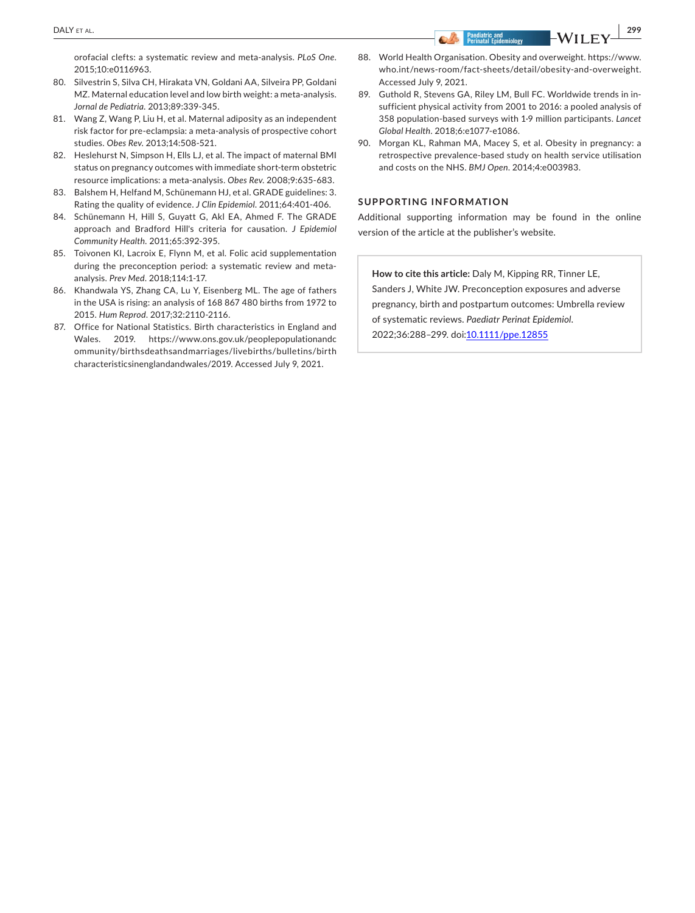orofacial clefts: a systematic review and meta-analysis. *PLoS One*. 2015;10:e0116963.

80. Silvestrin S, Silva CH, Hirakata VN, Goldani AA, Silveira PP, Goldani MZ. Maternal education level and low birth weight: a meta-analysis. *Jornal de Pediatria*. 2013;89:339-345.
81. Wang Z, Wang P, Liu H, et al. Maternal adiposity as an independent risk factor for pre-eclampsia: a meta-analysis of prospective cohort studies. *Obes Rev*. 2013;14:508-521.
82. Heslehurst N, Simpson H, Ells LJ, et al. The impact of maternal BMI status on pregnancy outcomes with immediate short-term obstetric resource implications: a meta-analysis. *Obes Rev*. 2008;9:635-683.
83. Balshem H, Helfand M, Schünemann HJ, et al. GRADE guidelines: 3. Rating the quality of evidence. *J Clin Epidemiol*. 2011;64:401-406.
84. Schünemann H, Hill S, Guyatt G, Akl EA, Ahmed F. The GRADE approach and Bradford Hill's criteria for causation. *J Epidemiol Community Health*. 2011;65:392-395.
85. Toivonen KI, Lacroix E, Flynn M, et al. Folic acid supplementation during the preconception period: a systematic review and meta-analysis. *Prev Med*. 2018;114:1-17.
86. Khandwala YS, Zhang CA, Lu Y, Eisenberg ML. The age of fathers in the USA is rising: an analysis of 168 867 480 births from 1972 to 2015. *Hum Reprod*. 2017;32:2110-2116.
87. Office for National Statistics. Birth characteristics in England and Wales. 2019. https://www.ons.gov.uk/peoplepopulationandcommunity/birthsdeathsandmarriages/livebirths/bulletins/birthcharacteristicsinenglandandwales/2019. Accessed July 9, 2021.
88. World Health Organisation. Obesity and overweight. https://www.who.int/news-room/fact-sheets/detail/obesity-and-overweight. Accessed July 9, 2021.
89. Guthold R, Stevens GA, Riley LM, Bull FC. Worldwide trends in insufficient physical activity from 2001 to 2016: a pooled analysis of 358 population-based surveys with 1·9 million participants. *Lancet Global Health*. 2018;6:e1077-e1086.
90. Morgan KL, Rahman MA, Macey S, et al. Obesity in pregnancy: a retrospective prevalence-based study on health service utilisation and costs on the NHS. *BMJ Open*. 2014;4:e003983.

## SUPPORTING INFORMATION

Additional supporting information may be found in the online version of the article at the publisher's website.

**How to cite this article:** Daly M, Kipping RR, Tinner LE, Sanders J, White JW. Preconception exposures and adverse pregnancy, birth and postpartum outcomes: Umbrella review of systematic reviews. *Paediatr Perinat Epidemiol*. 2022;36:288–299. doi:10.1111/ppe.12855